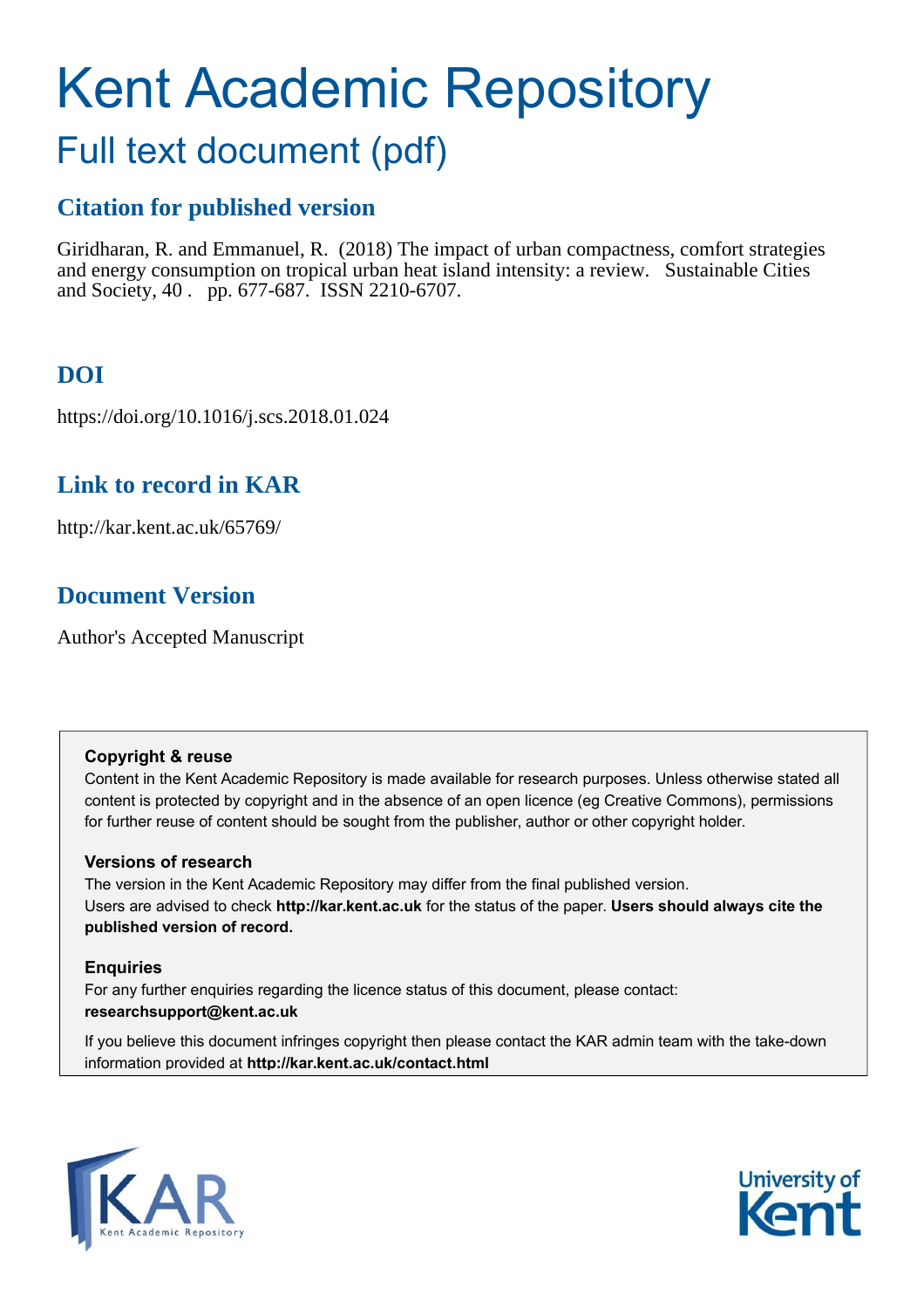# Kent Academic Repository

## Full text document (pdf)

### Citation for published version

Giridharan, R. and Emmanuel, R. (2018) The impact of urban compactness, comfort strategies and energy consumption on tropical urban heat island intensity: a review. Sustainable Cities and Society, 40 . pp. 677-687. ISSN 2210-6707.

### DOI

https://doi.org/10.1016/j.scs.2018.01.024

### Link to record in KAR

http://kar.kent.ac.uk/65769/

### Document Version

Author's Accepted Manuscript

**Copyright & reuse**

Content in the Kent Academic Repository is made available for research purposes. Unless otherwise stated all content is protected by copyright and in the absence of an open licence (eg Creative Commons), permissions for further reuse of content should be sought from the publisher, author or other copyright holder.

**Versions of research**

The version in the Kent Academic Repository may differ from the final published version. Users are advised to check **http://kar.kent.ac.uk** for the status of the paper. **Users should always cite the published version of record.**

**Enquiries**

For any further enquiries regarding the licence status of this document, please contact: **researchsupport@kent.ac.uk**

If you believe this document infringes copyright then please contact the KAR admin team with the take-down information provided at **http://kar.kent.ac.uk/contact.html**

KAR Kent Academic Repository

University of Kent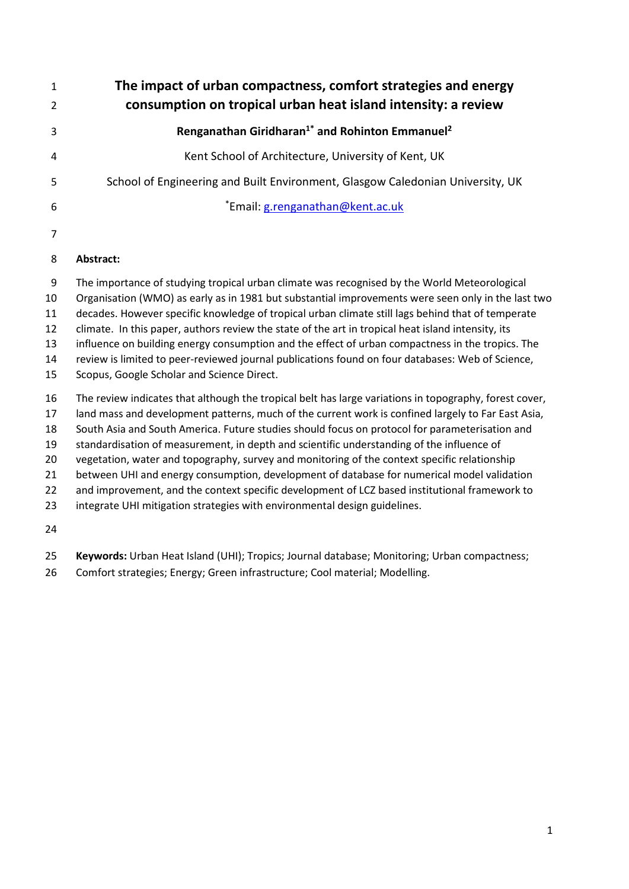# The impact of urban compactness, comfort strategies and energy consumption on tropical urban heat island intensity: a review

**Renganathan Giridharan[1*] and Rohinton Emmanuel[2]**

Kent School of Architecture, University of Kent, UK

School of Engineering and Built Environment, Glasgow Caledonian University, UK

[*]Email: g.renganathan@kent.ac.uk

**Abstract:**

The importance of studying tropical urban climate was recognised by the World Meteorological Organisation (WMO) as early as in 1981 but substantial improvements were seen only in the last two decades. However specific knowledge of tropical urban climate still lags behind that of temperate climate. In this paper, authors review the state of the art in tropical heat island intensity, its influence on building energy consumption and the effect of urban compactness in the tropics. The review is limited to peer-reviewed journal publications found on four databases: Web of Science, Scopus, Google Scholar and Science Direct.

The review indicates that although the tropical belt has large variations in topography, forest cover, land mass and development patterns, much of the current work is confined largely to Far East Asia, South Asia and South America. Future studies should focus on protocol for parameterisation and standardisation of measurement, in depth and scientific understanding of the influence of vegetation, water and topography, survey and monitoring of the context specific relationship between UHI and energy consumption, development of database for numerical model validation and improvement, and the context specific development of LCZ based institutional framework to integrate UHI mitigation strategies with environmental design guidelines.

**Keywords:** Urban Heat Island (UHI); Tropics; Journal database; Monitoring; Urban compactness; Comfort strategies; Energy; Green infrastructure; Cool material; Modelling.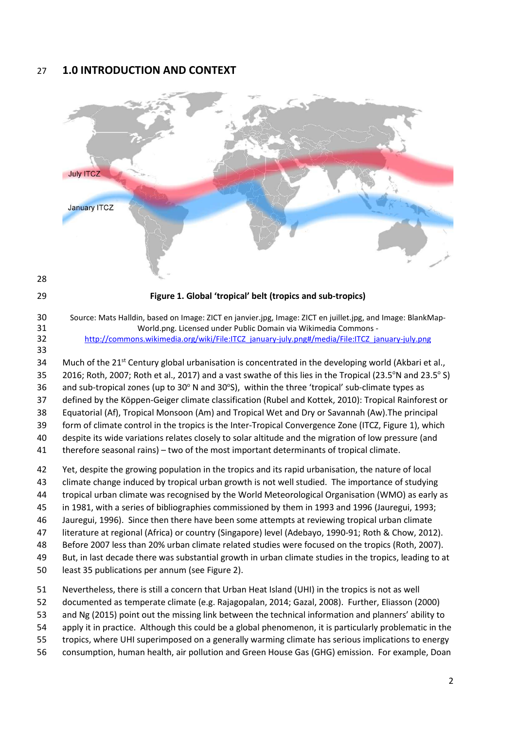# 1.0 INTRODUCTION AND CONTEXT

**Figure 1. Global 'tropical' belt (tropics and sub-tropics)**

Source: Mats Halldin, based on Image: ZICT en janvier.jpg, Image: ZICT en juillet.jpg, and Image: BlankMap-World.png. Licensed under Public Domain via Wikimedia Commons - http://commons.wikimedia.org/wiki/File:ITCZ_january-july.png#/media/File:ITCZ_january-july.png

Much of the 21st Century global urbanisation is concentrated in the developing world (Akbari et al., 2016; Roth, 2007; Roth et al., 2017) and a vast swathe of this lies in the Tropical (23.5°N and 23.5° S) and sub-tropical zones (up to 30° N and 30°S), within the three 'tropical' sub-climate types as defined by the Köppen-Geiger climate classification (Rubel and Kottek, 2010): Tropical Rainforest or Equatorial (Af), Tropical Monsoon (Am) and Tropical Wet and Dry or Savannah (Aw).The principal form of climate control in the tropics is the Inter-Tropical Convergence Zone (ITCZ, Figure 1), which despite its wide variations relates closely to solar altitude and the migration of low pressure (and therefore seasonal rains) – two of the most important determinants of tropical climate.

Yet, despite the growing population in the tropics and its rapid urbanisation, the nature of local climate change induced by tropical urban growth is not well studied. The importance of studying tropical urban climate was recognised by the World Meteorological Organisation (WMO) as early as in 1981, with a series of bibliographies commissioned by them in 1993 and 1996 (Jauregui, 1993; Jauregui, 1996). Since then there have been some attempts at reviewing tropical urban climate literature at regional (Africa) or country (Singapore) level (Adebayo, 1990-91; Roth & Chow, 2012). Before 2007 less than 20% urban climate related studies were focused on the tropics (Roth, 2007). But, in last decade there was substantial growth in urban climate studies in the tropics, leading to at least 35 publications per annum (see Figure 2).

Nevertheless, there is still a concern that Urban Heat Island (UHI) in the tropics is not as well documented as temperate climate (e.g. Rajagopalan, 2014; Gazal, 2008). Further, Eliasson (2000) and Ng (2015) point out the missing link between the technical information and planners' ability to apply it in practice. Although this could be a global phenomenon, it is particularly problematic in the tropics, where UHI superimposed on a generally warming climate has serious implications to energy consumption, human health, air pollution and Green House Gas (GHG) emission. For example, Doan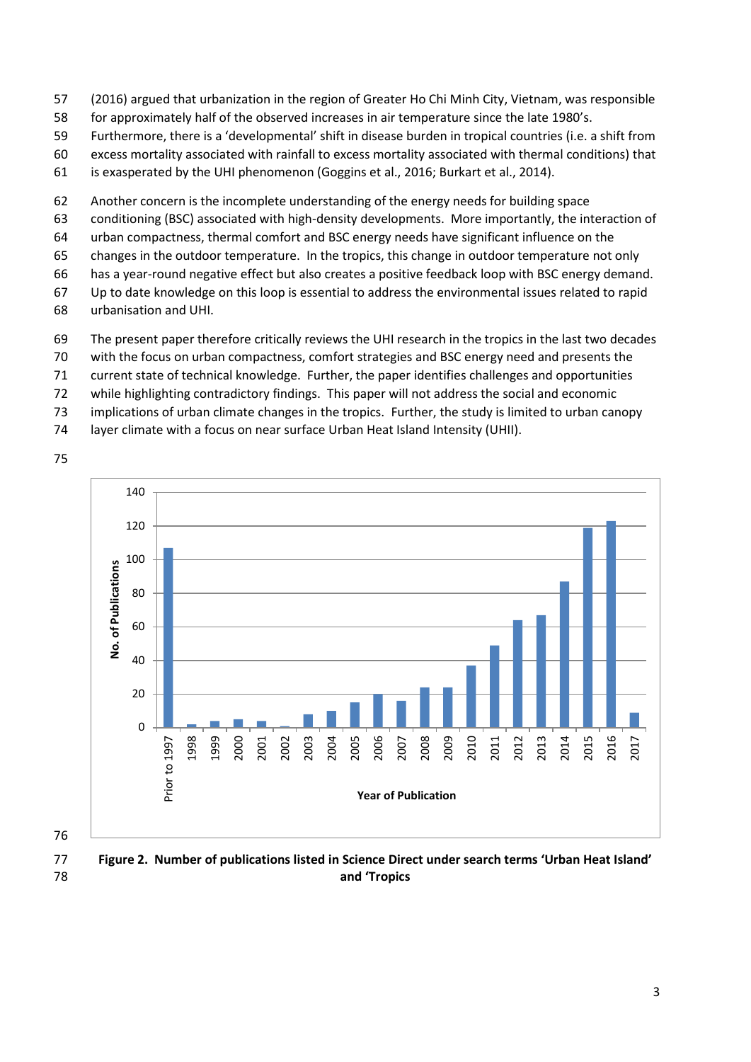(2016) argued that urbanization in the region of Greater Ho Chi Minh City, Vietnam, was responsible for approximately half of the observed increases in air temperature since the late 1980's. Furthermore, there is a 'developmental' shift in disease burden in tropical countries (i.e. a shift from excess mortality associated with rainfall to excess mortality associated with thermal conditions) that is exasperated by the UHI phenomenon (Goggins et al., 2016; Burkart et al., 2014).

Another concern is the incomplete understanding of the energy needs for building space conditioning (BSC) associated with high-density developments. More importantly, the interaction of urban compactness, thermal comfort and BSC energy needs have significant influence on the changes in the outdoor temperature. In the tropics, this change in outdoor temperature not only has a year-round negative effect but also creates a positive feedback loop with BSC energy demand. Up to date knowledge on this loop is essential to address the environmental issues related to rapid urbanisation and UHI.

The present paper therefore critically reviews the UHI research in the tropics in the last two decades with the focus on urban compactness, comfort strategies and BSC energy need and presents the current state of technical knowledge. Further, the paper identifies challenges and opportunities while highlighting contradictory findings. This paper will not address the social and economic implications of urban climate changes in the tropics. Further, the study is limited to urban canopy layer climate with a focus on near surface Urban Heat Island Intensity (UHII).

**Figure 2. Number of publications listed in Science Direct under search terms 'Urban Heat Island' and 'Tropics**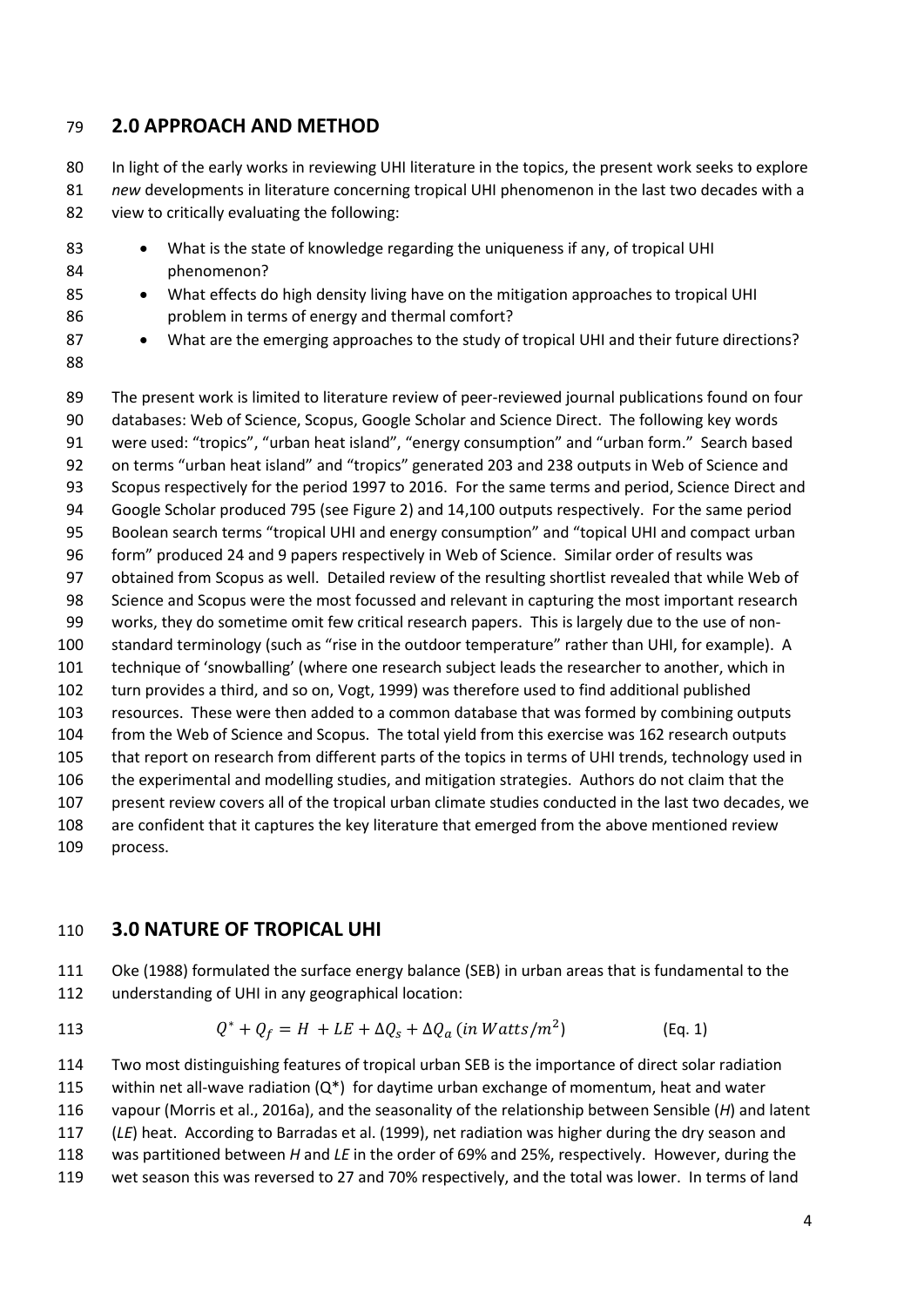## 2.0 APPROACH AND METHOD

In light of the early works in reviewing UHI literature in the topics, the present work seeks to explore *new* developments in literature concerning tropical UHI phenomenon in the last two decades with a view to critically evaluating the following:

- What is the state of knowledge regarding the uniqueness if any, of tropical UHI phenomenon?
- What effects do high density living have on the mitigation approaches to tropical UHI problem in terms of energy and thermal comfort?
- What are the emerging approaches to the study of tropical UHI and their future directions?

The present work is limited to literature review of peer-reviewed journal publications found on four databases: Web of Science, Scopus, Google Scholar and Science Direct. The following key words were used: "tropics", "urban heat island", "energy consumption" and "urban form." Search based on terms "urban heat island" and "tropics" generated 203 and 238 outputs in Web of Science and Scopus respectively for the period 1997 to 2016. For the same terms and period, Science Direct and Google Scholar produced 795 (see Figure 2) and 14,100 outputs respectively. For the same period Boolean search terms "tropical UHI and energy consumption" and "topical UHI and compact urban form" produced 24 and 9 papers respectively in Web of Science. Similar order of results was obtained from Scopus as well. Detailed review of the resulting shortlist revealed that while Web of Science and Scopus were the most focussed and relevant in capturing the most important research works, they do sometime omit few critical research papers. This is largely due to the use of non-standard terminology (such as "rise in the outdoor temperature" rather than UHI, for example). A technique of 'snowballing' (where one research subject leads the researcher to another, which in turn provides a third, and so on, Vogt, 1999) was therefore used to find additional published resources. These were then added to a common database that was formed by combining outputs from the Web of Science and Scopus. The total yield from this exercise was 162 research outputs that report on research from different parts of the topics in terms of UHI trends, technology used in the experimental and modelling studies, and mitigation strategies. Authors do not claim that the present review covers all of the tropical urban climate studies conducted in the last two decades, we are confident that it captures the key literature that emerged from the above mentioned review process.

## 3.0 NATURE OF TROPICAL UHI

Oke (1988) formulated the surface energy balance (SEB) in urban areas that is fundamental to the understanding of UHI in any geographical location:

$$Q^* + Q_f = H + LE + \Delta Q_s + \Delta Q_a \; (in \; Watts/m^2) \qquad \text{(Eq. 1)}$$

Two most distinguishing features of tropical urban SEB is the importance of direct solar radiation within net all-wave radiation ($Q^*$) for daytime urban exchange of momentum, heat and water vapour (Morris et al., 2016a), and the seasonality of the relationship between Sensible ($H$) and latent ($LE$) heat. According to Barradas et al. (1999), net radiation was higher during the dry season and was partitioned between $H$ and $LE$ in the order of 69% and 25%, respectively. However, during the wet season this was reversed to 27 and 70% respectively, and the total was lower. In terms of land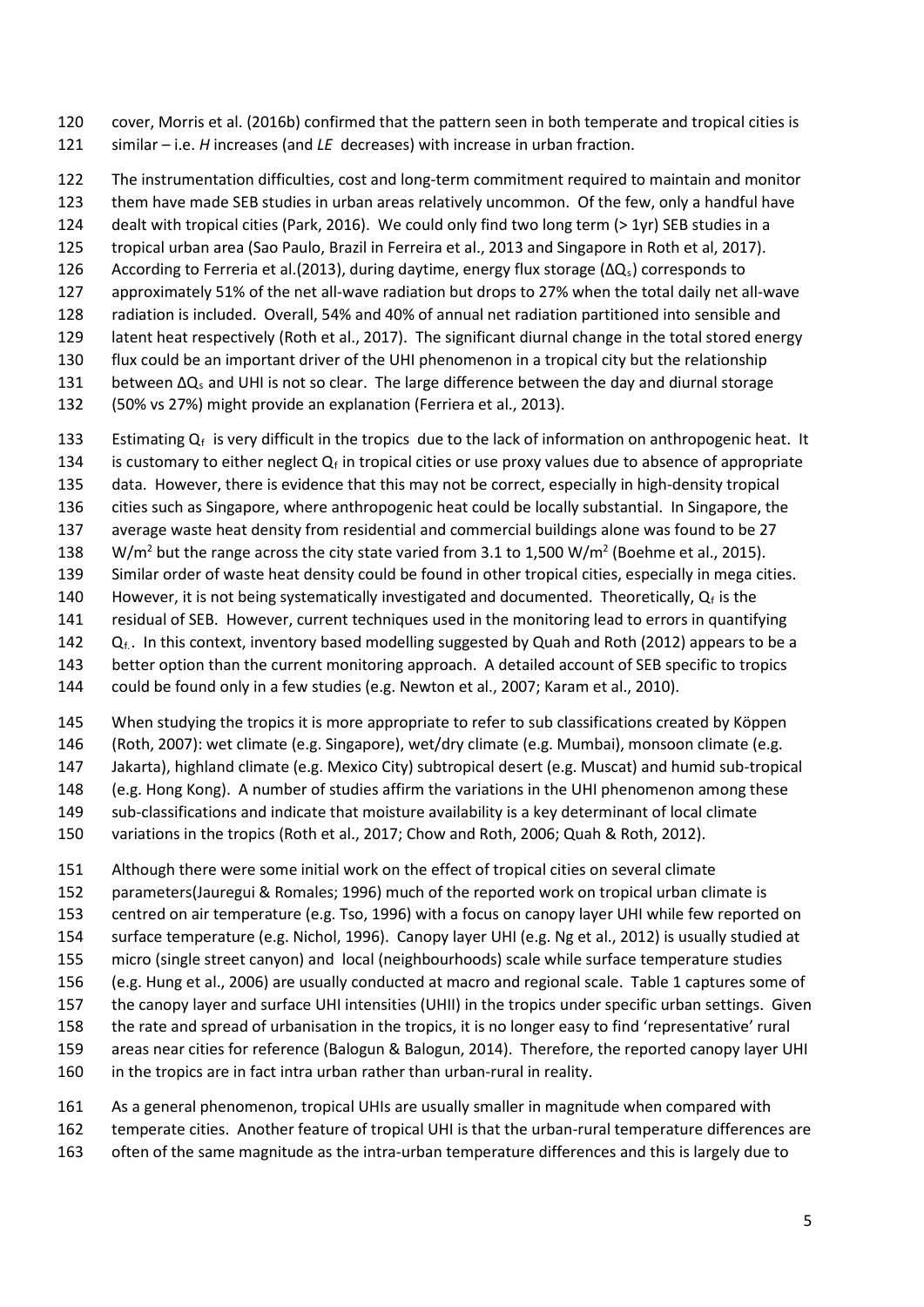cover, Morris et al. (2016b) confirmed that the pattern seen in both temperate and tropical cities is similar – i.e. *H* increases (and *LE* decreases) with increase in urban fraction.

The instrumentation difficulties, cost and long-term commitment required to maintain and monitor them have made SEB studies in urban areas relatively uncommon. Of the few, only a handful have dealt with tropical cities (Park, 2016). We could only find two long term (> 1yr) SEB studies in a tropical urban area (Sao Paulo, Brazil in Ferreira et al., 2013 and Singapore in Roth et al, 2017). According to Ferreria et al.(2013), during daytime, energy flux storage ($\Delta Q_s$) corresponds to approximately 51% of the net all-wave radiation but drops to 27% when the total daily net all-wave radiation is included. Overall, 54% and 40% of annual net radiation partitioned into sensible and latent heat respectively (Roth et al., 2017). The significant diurnal change in the total stored energy flux could be an important driver of the UHI phenomenon in a tropical city but the relationship between $\Delta Q_s$ and UHI is not so clear. The large difference between the day and diurnal storage (50% vs 27%) might provide an explanation (Ferriera et al., 2013).

Estimating $Q_f$ is very difficult in the tropics due to the lack of information on anthropogenic heat. It is customary to either neglect $Q_f$ in tropical cities or use proxy values due to absence of appropriate data. However, there is evidence that this may not be correct, especially in high-density tropical cities such as Singapore, where anthropogenic heat could be locally substantial. In Singapore, the average waste heat density from residential and commercial buildings alone was found to be 27 $W/m^2$ but the range across the city state varied from 3.1 to 1,500 $W/m^2$ (Boehme et al., 2015). Similar order of waste heat density could be found in other tropical cities, especially in mega cities. However, it is not being systematically investigated and documented. Theoretically, $Q_f$ is the residual of SEB. However, current techniques used in the monitoring lead to errors in quantifying $Q_f$. In this context, inventory based modelling suggested by Quah and Roth (2012) appears to be a better option than the current monitoring approach. A detailed account of SEB specific to tropics could be found only in a few studies (e.g. Newton et al., 2007; Karam et al., 2010).

When studying the tropics it is more appropriate to refer to sub classifications created by Köppen (Roth, 2007): wet climate (e.g. Singapore), wet/dry climate (e.g. Mumbai), monsoon climate (e.g. Jakarta), highland climate (e.g. Mexico City) subtropical desert (e.g. Muscat) and humid sub-tropical (e.g. Hong Kong). A number of studies affirm the variations in the UHI phenomenon among these sub-classifications and indicate that moisture availability is a key determinant of local climate variations in the tropics (Roth et al., 2017; Chow and Roth, 2006; Quah & Roth, 2012).

Although there were some initial work on the effect of tropical cities on several climate parameters(Jauregui & Romales; 1996) much of the reported work on tropical urban climate is centred on air temperature (e.g. Tso, 1996) with a focus on canopy layer UHI while few reported on surface temperature (e.g. Nichol, 1996). Canopy layer UHI (e.g. Ng et al., 2012) is usually studied at micro (single street canyon) and local (neighbourhoods) scale while surface temperature studies (e.g. Hung et al., 2006) are usually conducted at macro and regional scale. Table 1 captures some of the canopy layer and surface UHI intensities (UHII) in the tropics under specific urban settings. Given the rate and spread of urbanisation in the tropics, it is no longer easy to find 'representative' rural areas near cities for reference (Balogun & Balogun, 2014). Therefore, the reported canopy layer UHI in the tropics are in fact intra urban rather than urban-rural in reality.

As a general phenomenon, tropical UHIs are usually smaller in magnitude when compared with temperate cities. Another feature of tropical UHI is that the urban-rural temperature differences are often of the same magnitude as the intra-urban temperature differences and this is largely due to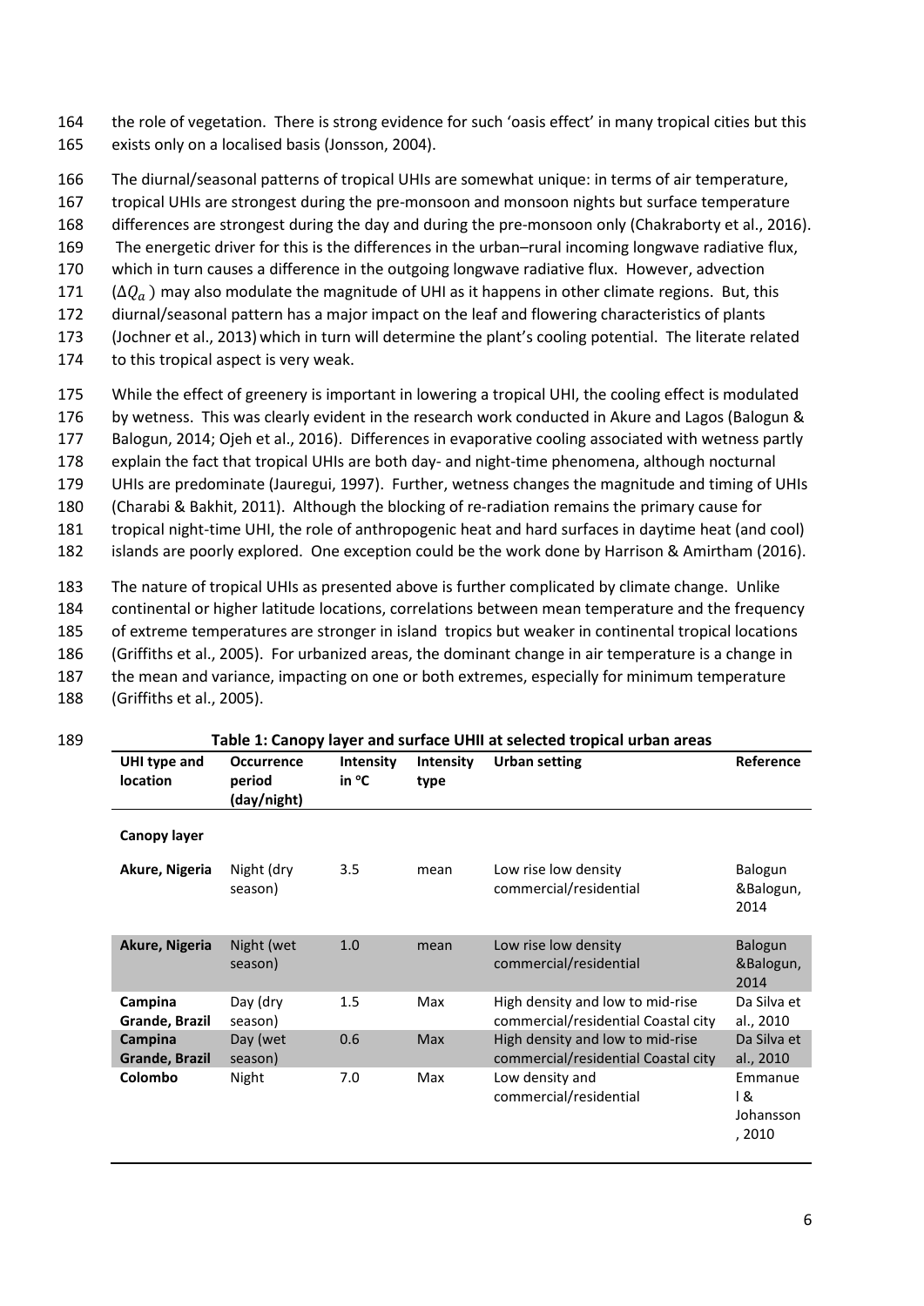the role of vegetation. There is strong evidence for such 'oasis effect' in many tropical cities but this exists only on a localised basis (Jonsson, 2004).

The diurnal/seasonal patterns of tropical UHIs are somewhat unique: in terms of air temperature, tropical UHIs are strongest during the pre-monsoon and monsoon nights but surface temperature differences are strongest during the day and during the pre-monsoon only (Chakraborty et al., 2016). The energetic driver for this is the differences in the urban–rural incoming longwave radiative flux, which in turn causes a difference in the outgoing longwave radiative flux. However, advection ($\Delta Q_a$) may also modulate the magnitude of UHI as it happens in other climate regions. But, this diurnal/seasonal pattern has a major impact on the leaf and flowering characteristics of plants (Jochner et al., 2013) which in turn will determine the plant's cooling potential. The literate related to this tropical aspect is very weak.

While the effect of greenery is important in lowering a tropical UHI, the cooling effect is modulated by wetness. This was clearly evident in the research work conducted in Akure and Lagos (Balogun & Balogun, 2014; Ojeh et al., 2016). Differences in evaporative cooling associated with wetness partly explain the fact that tropical UHIs are both day- and night-time phenomena, although nocturnal UHIs are predominate (Jauregui, 1997). Further, wetness changes the magnitude and timing of UHIs (Charabi & Bakhit, 2011). Although the blocking of re-radiation remains the primary cause for tropical night-time UHI, the role of anthropogenic heat and hard surfaces in daytime heat (and cool) islands are poorly explored. One exception could be the work done by Harrison & Amirtham (2016).

The nature of tropical UHIs as presented above is further complicated by climate change. Unlike continental or higher latitude locations, correlations between mean temperature and the frequency of extreme temperatures are stronger in island tropics but weaker in continental tropical locations (Griffiths et al., 2005). For urbanized areas, the dominant change in air temperature is a change in the mean and variance, impacting on one or both extremes, especially for minimum temperature (Griffiths et al., 2005).

**Table 1: Canopy layer and surface UHII at selected tropical urban areas**

| UHI type and location | Occurrence period (day/night) | Intensity in °C | Intensity type | Urban setting | Reference |
|---|---|---|---|---|---|
| **Canopy layer** | | | | | |
| **Akure, Nigeria** | Night (dry season) | 3.5 | mean | Low rise low density commercial/residential | Balogun &Balogun, 2014 |
| **Akure, Nigeria** | Night (wet season) | 1.0 | mean | Low rise low density commercial/residential | Balogun &Balogun, 2014 |
| **Campina Grande, Brazil** | Day (dry season) | 1.5 | Max | High density and low to mid-rise commercial/residential Coastal city | Da Silva et al., 2010 |
| **Campina Grande, Brazil** | Day (wet season) | 0.6 | Max | High density and low to mid-rise commercial/residential Coastal city | Da Silva et al., 2010 |
| **Colombo** | Night | 7.0 | Max | Low density and commercial/residential | Emmanuel & Johansson, 2010 |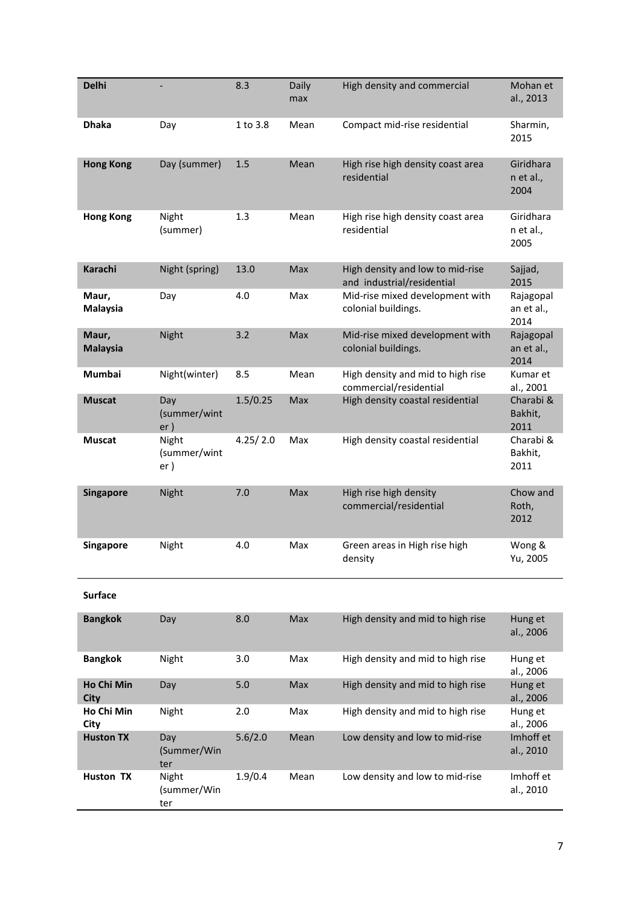| | | | | | |
|---|---|---|---|---|---|
| **Delhi** | - | 8.3 | Daily max | High density and commercial | Mohan et al., 2013 |
| **Dhaka** | Day | 1 to 3.8 | Mean | Compact mid-rise residential | Sharmin, 2015 |
| **Hong Kong** | Day (summer) | 1.5 | Mean | High rise high density coast area residential | Giridharan et al., 2004 |
| **Hong Kong** | Night (summer) | 1.3 | Mean | High rise high density coast area residential | Giridharan et al., 2005 |
| **Karachi** | Night (spring) | 13.0 | Max | High density and low to mid-rise and industrial/residential | Sajjad, 2015 |
| **Maur, Malaysia** | Day | 4.0 | Max | Mid-rise mixed development with colonial buildings. | Rajagopalan et al., 2014 |
| **Maur, Malaysia** | Night | 3.2 | Max | Mid-rise mixed development with colonial buildings. | Rajagopalan et al., 2014 |
| **Mumbai** | Night(winter) | 8.5 | Mean | High density and mid to high rise commercial/residential | Kumar et al., 2001 |
| **Muscat** | Day (summer/winter ) | 1.5/0.25 | Max | High density coastal residential | Charabi & Bakhit, 2011 |
| **Muscat** | Night (summer/winter ) | 4.25/ 2.0 | Max | High density coastal residential | Charabi & Bakhit, 2011 |
| **Singapore** | Night | 7.0 | Max | High rise high density commercial/residential | Chow and Roth, 2012 |
| **Singapore** | Night | 4.0 | Max | Green areas in High rise high density | Wong & Yu, 2005 |
| **Surface** | | | | | |
| **Bangkok** | Day | 8.0 | Max | High density and mid to high rise | Hung et al., 2006 |
| **Bangkok** | Night | 3.0 | Max | High density and mid to high rise | Hung et al., 2006 |
| **Ho Chi Min City** | Day | 5.0 | Max | High density and mid to high rise | Hung et al., 2006 |
| **Ho Chi Min City** | Night | 2.0 | Max | High density and mid to high rise | Hung et al., 2006 |
| **Huston TX** | Day (Summer/Winter | 5.6/2.0 | Mean | Low density and low to mid-rise | Imhoff et al., 2010 |
| **Huston TX** | Night (summer/Winter | 1.9/0.4 | Mean | Low density and low to mid-rise | Imhoff et al., 2010 |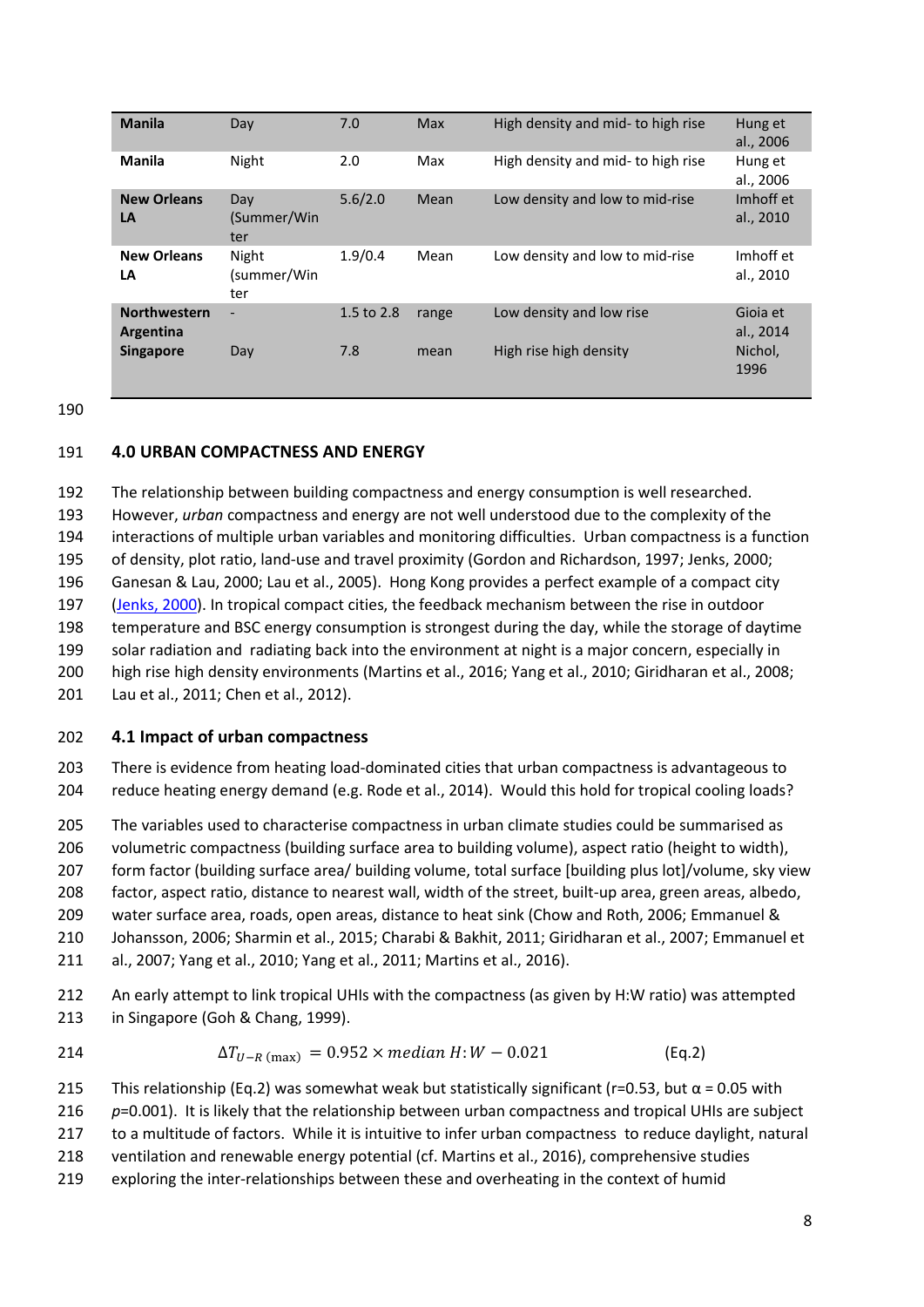| Manila | Day | 7.0 | Max | High density and mid- to high rise | Hung et al., 2006 |
|---|---|---|---|---|---|
| **Manila** | Night | 2.0 | Max | High density and mid- to high rise | Hung et al., 2006 |
| **New Orleans LA** | Day (Summer/Winter | 5.6/2.0 | Mean | Low density and low to mid-rise | Imhoff et al., 2010 |
| **New Orleans LA** | Night (summer/Winter | 1.9/0.4 | Mean | Low density and low to mid-rise | Imhoff et al., 2010 |
| **Northwestern Argentina** | - | 1.5 to 2.8 | range | Low density and low rise | Gioia et al., 2014 |
| **Singapore** | Day | 7.8 | mean | High rise high density | Nichol, 1996 |

## 4.0 URBAN COMPACTNESS AND ENERGY

The relationship between building compactness and energy consumption is well researched. However, *urban* compactness and energy are not well understood due to the complexity of the interactions of multiple urban variables and monitoring difficulties. Urban compactness is a function of density, plot ratio, land-use and travel proximity (Gordon and Richardson, 1997; Jenks, 2000; Ganesan & Lau, 2000; Lau et al., 2005). Hong Kong provides a perfect example of a compact city (Jenks, 2000). In tropical compact cities, the feedback mechanism between the rise in outdoor temperature and BSC energy consumption is strongest during the day, while the storage of daytime solar radiation and radiating back into the environment at night is a major concern, especially in high rise high density environments (Martins et al., 2016; Yang et al., 2010; Giridharan et al., 2008; Lau et al., 2011; Chen et al., 2012).

### 4.1 Impact of urban compactness

There is evidence from heating load-dominated cities that urban compactness is advantageous to reduce heating energy demand (e.g. Rode et al., 2014). Would this hold for tropical cooling loads?

The variables used to characterise compactness in urban climate studies could be summarised as volumetric compactness (building surface area to building volume), aspect ratio (height to width), form factor (building surface area/ building volume, total surface [building plus lot]/volume, sky view factor, aspect ratio, distance to nearest wall, width of the street, built-up area, green areas, albedo, water surface area, roads, open areas, distance to heat sink (Chow and Roth, 2006; Emmanuel & Johansson, 2006; Sharmin et al., 2015; Charabi & Bakhit, 2011; Giridharan et al., 2007; Emmanuel et al., 2007; Yang et al., 2010; Yang et al., 2011; Martins et al., 2016).

An early attempt to link tropical UHIs with the compactness (as given by H:W ratio) was attempted in Singapore (Goh & Chang, 1999).

$$\Delta T_{U-R\,(\max)} = 0.952 \times median\ H{:}W - 0.021 \qquad \text{(Eq.2)}$$

This relationship (Eq.2) was somewhat weak but statistically significant (r=0.53, but $\alpha = 0.05$ with *p*=0.001). It is likely that the relationship between urban compactness and tropical UHIs are subject to a multitude of factors. While it is intuitive to infer urban compactness to reduce daylight, natural ventilation and renewable energy potential (cf. Martins et al., 2016), comprehensive studies exploring the inter-relationships between these and overheating in the context of humid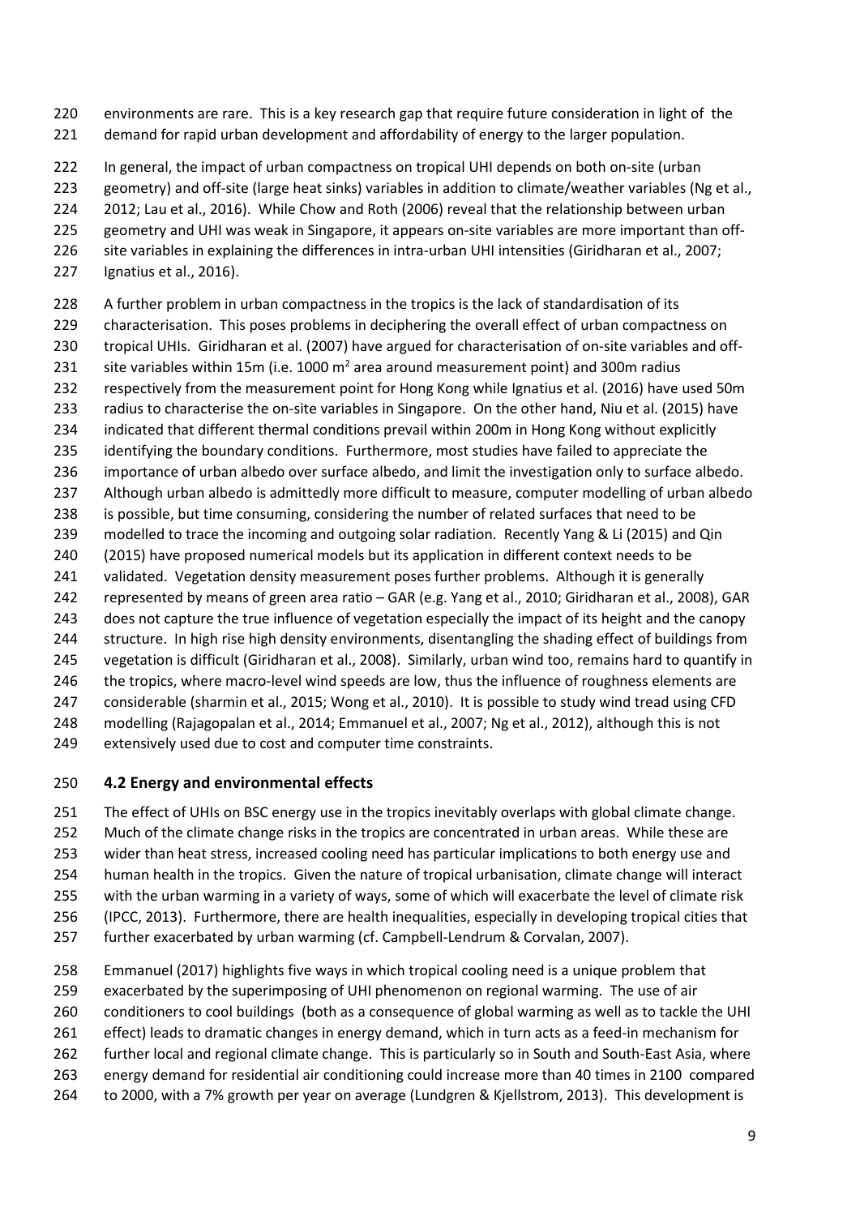environments are rare. This is a key research gap that require future consideration in light of the demand for rapid urban development and affordability of energy to the larger population.

In general, the impact of urban compactness on tropical UHI depends on both on-site (urban geometry) and off-site (large heat sinks) variables in addition to climate/weather variables (Ng et al., 2012; Lau et al., 2016). While Chow and Roth (2006) reveal that the relationship between urban geometry and UHI was weak in Singapore, it appears on-site variables are more important than off-site variables in explaining the differences in intra-urban UHI intensities (Giridharan et al., 2007; Ignatius et al., 2016).

A further problem in urban compactness in the tropics is the lack of standardisation of its characterisation. This poses problems in deciphering the overall effect of urban compactness on tropical UHIs. Giridharan et al. (2007) have argued for characterisation of on-site variables and off-site variables within 15m (i.e. 1000 m$^2$ area around measurement point) and 300m radius respectively from the measurement point for Hong Kong while Ignatius et al. (2016) have used 50m radius to characterise the on-site variables in Singapore. On the other hand, Niu et al. (2015) have indicated that different thermal conditions prevail within 200m in Hong Kong without explicitly identifying the boundary conditions. Furthermore, most studies have failed to appreciate the importance of urban albedo over surface albedo, and limit the investigation only to surface albedo. Although urban albedo is admittedly more difficult to measure, computer modelling of urban albedo is possible, but time consuming, considering the number of related surfaces that need to be modelled to trace the incoming and outgoing solar radiation. Recently Yang & Li (2015) and Qin (2015) have proposed numerical models but its application in different context needs to be validated. Vegetation density measurement poses further problems. Although it is generally represented by means of green area ratio – GAR (e.g. Yang et al., 2010; Giridharan et al., 2008), GAR does not capture the true influence of vegetation especially the impact of its height and the canopy structure. In high rise high density environments, disentangling the shading effect of buildings from vegetation is difficult (Giridharan et al., 2008). Similarly, urban wind too, remains hard to quantify in the tropics, where macro-level wind speeds are low, thus the influence of roughness elements are considerable (sharmin et al., 2015; Wong et al., 2010). It is possible to study wind tread using CFD modelling (Rajagopalan et al., 2014; Emmanuel et al., 2007; Ng et al., 2012), although this is not extensively used due to cost and computer time constraints.

## 4.2 Energy and environmental effects

The effect of UHIs on BSC energy use in the tropics inevitably overlaps with global climate change. Much of the climate change risks in the tropics are concentrated in urban areas. While these are wider than heat stress, increased cooling need has particular implications to both energy use and human health in the tropics. Given the nature of tropical urbanisation, climate change will interact with the urban warming in a variety of ways, some of which will exacerbate the level of climate risk (IPCC, 2013). Furthermore, there are health inequalities, especially in developing tropical cities that further exacerbated by urban warming (cf. Campbell-Lendrum & Corvalan, 2007).

Emmanuel (2017) highlights five ways in which tropical cooling need is a unique problem that exacerbated by the superimposing of UHI phenomenon on regional warming. The use of air conditioners to cool buildings (both as a consequence of global warming as well as to tackle the UHI effect) leads to dramatic changes in energy demand, which in turn acts as a feed-in mechanism for further local and regional climate change. This is particularly so in South and South-East Asia, where energy demand for residential air conditioning could increase more than 40 times in 2100 compared to 2000, with a 7% growth per year on average (Lundgren & Kjellstrom, 2013). This development is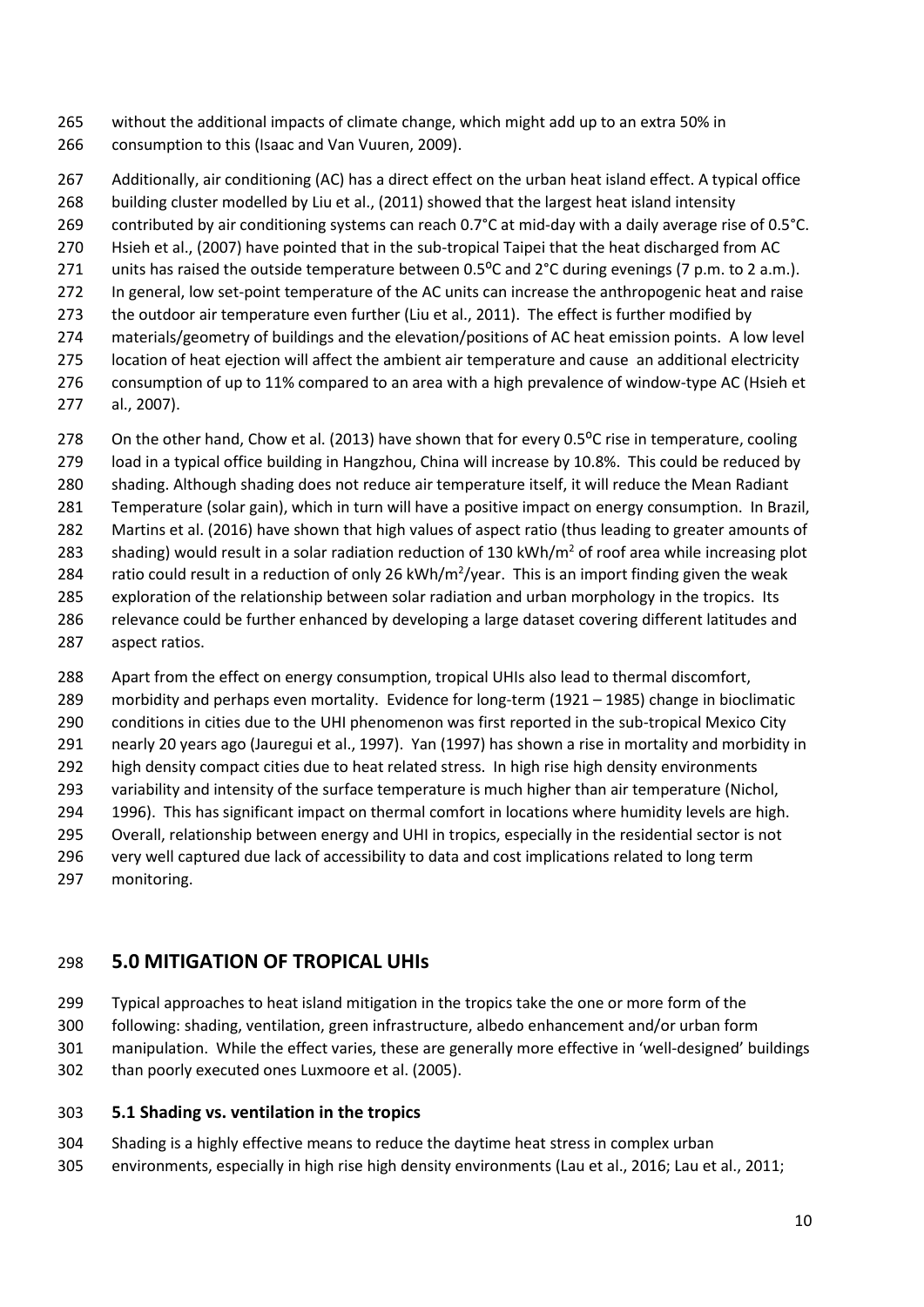without the additional impacts of climate change, which might add up to an extra 50% in consumption to this (Isaac and Van Vuuren, 2009).

Additionally, air conditioning (AC) has a direct effect on the urban heat island effect. A typical office building cluster modelled by Liu et al., (2011) showed that the largest heat island intensity contributed by air conditioning systems can reach 0.7°C at mid-day with a daily average rise of 0.5°C. Hsieh et al., (2007) have pointed that in the sub-tropical Taipei that the heat discharged from AC units has raised the outside temperature between 0.5⁰C and 2°C during evenings (7 p.m. to 2 a.m.). In general, low set-point temperature of the AC units can increase the anthropogenic heat and raise the outdoor air temperature even further (Liu et al., 2011). The effect is further modified by materials/geometry of buildings and the elevation/positions of AC heat emission points. A low level location of heat ejection will affect the ambient air temperature and cause an additional electricity consumption of up to 11% compared to an area with a high prevalence of window-type AC (Hsieh et al., 2007).

On the other hand, Chow et al. (2013) have shown that for every 0.5⁰C rise in temperature, cooling load in a typical office building in Hangzhou, China will increase by 10.8%. This could be reduced by shading. Although shading does not reduce air temperature itself, it will reduce the Mean Radiant Temperature (solar gain), which in turn will have a positive impact on energy consumption. In Brazil, Martins et al. (2016) have shown that high values of aspect ratio (thus leading to greater amounts of shading) would result in a solar radiation reduction of 130 kWh/m$^2$ of roof area while increasing plot ratio could result in a reduction of only 26 kWh/m$^2$/year. This is an import finding given the weak exploration of the relationship between solar radiation and urban morphology in the tropics. Its relevance could be further enhanced by developing a large dataset covering different latitudes and aspect ratios.

Apart from the effect on energy consumption, tropical UHIs also lead to thermal discomfort, morbidity and perhaps even mortality. Evidence for long-term (1921 – 1985) change in bioclimatic conditions in cities due to the UHI phenomenon was first reported in the sub-tropical Mexico City nearly 20 years ago (Jauregui et al., 1997). Yan (1997) has shown a rise in mortality and morbidity in high density compact cities due to heat related stress. In high rise high density environments variability and intensity of the surface temperature is much higher than air temperature (Nichol, 1996). This has significant impact on thermal comfort in locations where humidity levels are high. Overall, relationship between energy and UHI in tropics, especially in the residential sector is not very well captured due lack of accessibility to data and cost implications related to long term monitoring.

## 5.0 MITIGATION OF TROPICAL UHIs

Typical approaches to heat island mitigation in the tropics take the one or more form of the following: shading, ventilation, green infrastructure, albedo enhancement and/or urban form manipulation. While the effect varies, these are generally more effective in 'well-designed' buildings than poorly executed ones Luxmoore et al. (2005).

### 5.1 Shading vs. ventilation in the tropics

Shading is a highly effective means to reduce the daytime heat stress in complex urban environments, especially in high rise high density environments (Lau et al., 2016; Lau et al., 2011;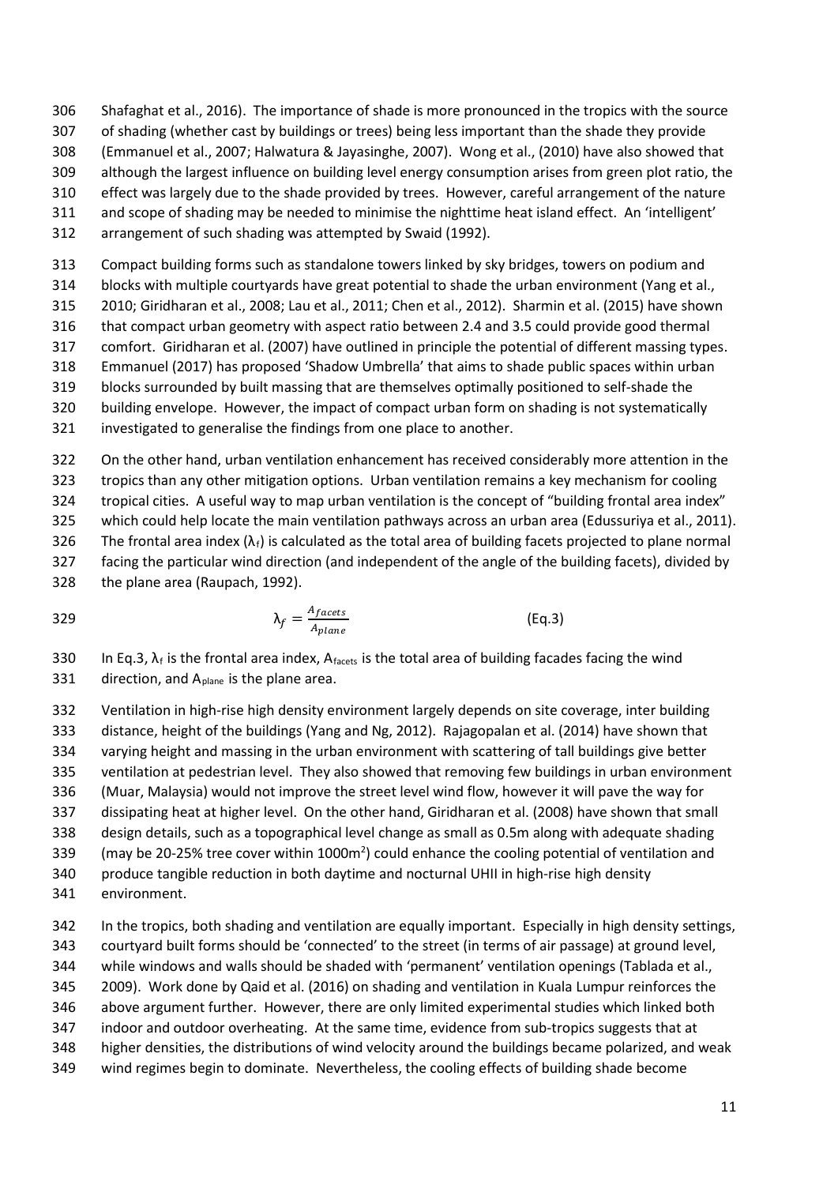Shafaghat et al., 2016). The importance of shade is more pronounced in the tropics with the source of shading (whether cast by buildings or trees) being less important than the shade they provide (Emmanuel et al., 2007; Halwatura & Jayasinghe, 2007). Wong et al., (2010) have also showed that although the largest influence on building level energy consumption arises from green plot ratio, the effect was largely due to the shade provided by trees. However, careful arrangement of the nature and scope of shading may be needed to minimise the nighttime heat island effect. An 'intelligent' arrangement of such shading was attempted by Swaid (1992).

Compact building forms such as standalone towers linked by sky bridges, towers on podium and blocks with multiple courtyards have great potential to shade the urban environment (Yang et al., 2010; Giridharan et al., 2008; Lau et al., 2011; Chen et al., 2012). Sharmin et al. (2015) have shown that compact urban geometry with aspect ratio between 2.4 and 3.5 could provide good thermal comfort. Giridharan et al. (2007) have outlined in principle the potential of different massing types. Emmanuel (2017) has proposed 'Shadow Umbrella' that aims to shade public spaces within urban blocks surrounded by built massing that are themselves optimally positioned to self-shade the building envelope. However, the impact of compact urban form on shading is not systematically investigated to generalise the findings from one place to another.

On the other hand, urban ventilation enhancement has received considerably more attention in the tropics than any other mitigation options. Urban ventilation remains a key mechanism for cooling tropical cities. A useful way to map urban ventilation is the concept of "building frontal area index" which could help locate the main ventilation pathways across an urban area (Edussuriya et al., 2011). The frontal area index ($\lambda_f$) is calculated as the total area of building facets projected to plane normal facing the particular wind direction (and independent of the angle of the building facets), divided by the plane area (Raupach, 1992).

$$\lambda_f = \frac{A_{facets}}{A_{plane}} \qquad \text{(Eq.3)}$$

In Eq.3, $\lambda_f$ is the frontal area index, $A_{facets}$ is the total area of building facades facing the wind direction, and $A_{plane}$ is the plane area.

Ventilation in high-rise high density environment largely depends on site coverage, inter building distance, height of the buildings (Yang and Ng, 2012). Rajagopalan et al. (2014) have shown that varying height and massing in the urban environment with scattering of tall buildings give better ventilation at pedestrian level. They also showed that removing few buildings in urban environment (Muar, Malaysia) would not improve the street level wind flow, however it will pave the way for dissipating heat at higher level. On the other hand, Giridharan et al. (2008) have shown that small design details, such as a topographical level change as small as 0.5m along with adequate shading (may be 20-25% tree cover within 1000m$^2$) could enhance the cooling potential of ventilation and produce tangible reduction in both daytime and nocturnal UHII in high-rise high density environment.

In the tropics, both shading and ventilation are equally important. Especially in high density settings, courtyard built forms should be 'connected' to the street (in terms of air passage) at ground level, while windows and walls should be shaded with 'permanent' ventilation openings (Tablada et al., 2009). Work done by Qaid et al. (2016) on shading and ventilation in Kuala Lumpur reinforces the above argument further. However, there are only limited experimental studies which linked both indoor and outdoor overheating. At the same time, evidence from sub-tropics suggests that at higher densities, the distributions of wind velocity around the buildings became polarized, and weak wind regimes begin to dominate. Nevertheless, the cooling effects of building shade become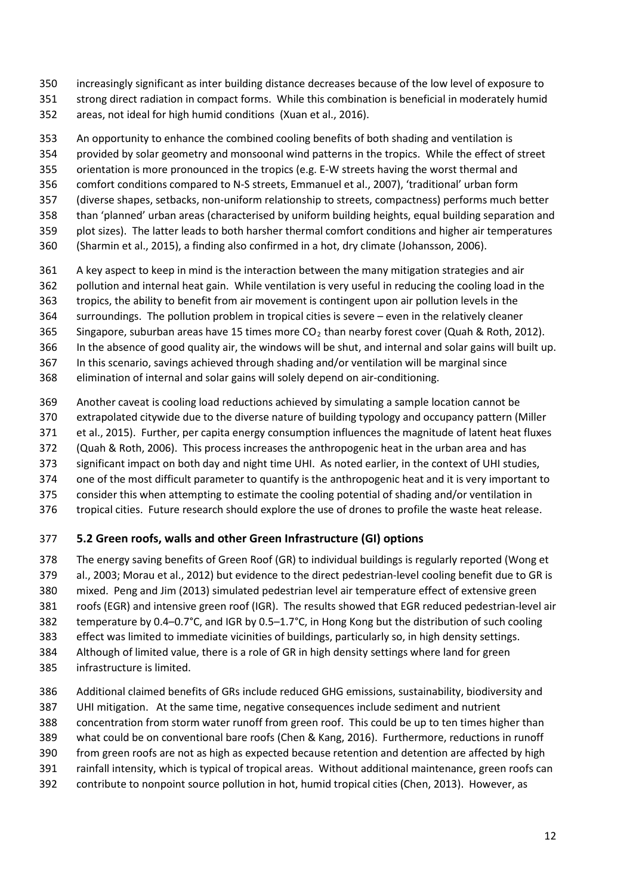increasingly significant as inter building distance decreases because of the low level of exposure to strong direct radiation in compact forms. While this combination is beneficial in moderately humid areas, not ideal for high humid conditions (Xuan et al., 2016).

An opportunity to enhance the combined cooling benefits of both shading and ventilation is provided by solar geometry and monsoonal wind patterns in the tropics. While the effect of street orientation is more pronounced in the tropics (e.g. E-W streets having the worst thermal and comfort conditions compared to N-S streets, Emmanuel et al., 2007), 'traditional' urban form (diverse shapes, setbacks, non-uniform relationship to streets, compactness) performs much better than 'planned' urban areas (characterised by uniform building heights, equal building separation and plot sizes). The latter leads to both harsher thermal comfort conditions and higher air temperatures (Sharmin et al., 2015), a finding also confirmed in a hot, dry climate (Johansson, 2006).

A key aspect to keep in mind is the interaction between the many mitigation strategies and air pollution and internal heat gain. While ventilation is very useful in reducing the cooling load in the tropics, the ability to benefit from air movement is contingent upon air pollution levels in the surroundings. The pollution problem in tropical cities is severe – even in the relatively cleaner Singapore, suburban areas have 15 times more $CO_2$ than nearby forest cover (Quah & Roth, 2012). In the absence of good quality air, the windows will be shut, and internal and solar gains will built up. In this scenario, savings achieved through shading and/or ventilation will be marginal since elimination of internal and solar gains will solely depend on air-conditioning.

Another caveat is cooling load reductions achieved by simulating a sample location cannot be extrapolated citywide due to the diverse nature of building typology and occupancy pattern (Miller et al., 2015). Further, per capita energy consumption influences the magnitude of latent heat fluxes (Quah & Roth, 2006). This process increases the anthropogenic heat in the urban area and has significant impact on both day and night time UHI. As noted earlier, in the context of UHI studies, one of the most difficult parameter to quantify is the anthropogenic heat and it is very important to consider this when attempting to estimate the cooling potential of shading and/or ventilation in tropical cities. Future research should explore the use of drones to profile the waste heat release.

## 5.2 Green roofs, walls and other Green Infrastructure (GI) options

The energy saving benefits of Green Roof (GR) to individual buildings is regularly reported (Wong et al., 2003; Morau et al., 2012) but evidence to the direct pedestrian-level cooling benefit due to GR is mixed. Peng and Jim (2013) simulated pedestrian level air temperature effect of extensive green roofs (EGR) and intensive green roof (IGR). The results showed that EGR reduced pedestrian-level air temperature by 0.4–0.7°C, and IGR by 0.5–1.7°C, in Hong Kong but the distribution of such cooling effect was limited to immediate vicinities of buildings, particularly so, in high density settings. Although of limited value, there is a role of GR in high density settings where land for green infrastructure is limited.

Additional claimed benefits of GRs include reduced GHG emissions, sustainability, biodiversity and UHI mitigation. At the same time, negative consequences include sediment and nutrient concentration from storm water runoff from green roof. This could be up to ten times higher than what could be on conventional bare roofs (Chen & Kang, 2016). Furthermore, reductions in runoff from green roofs are not as high as expected because retention and detention are affected by high rainfall intensity, which is typical of tropical areas. Without additional maintenance, green roofs can contribute to nonpoint source pollution in hot, humid tropical cities (Chen, 2013). However, as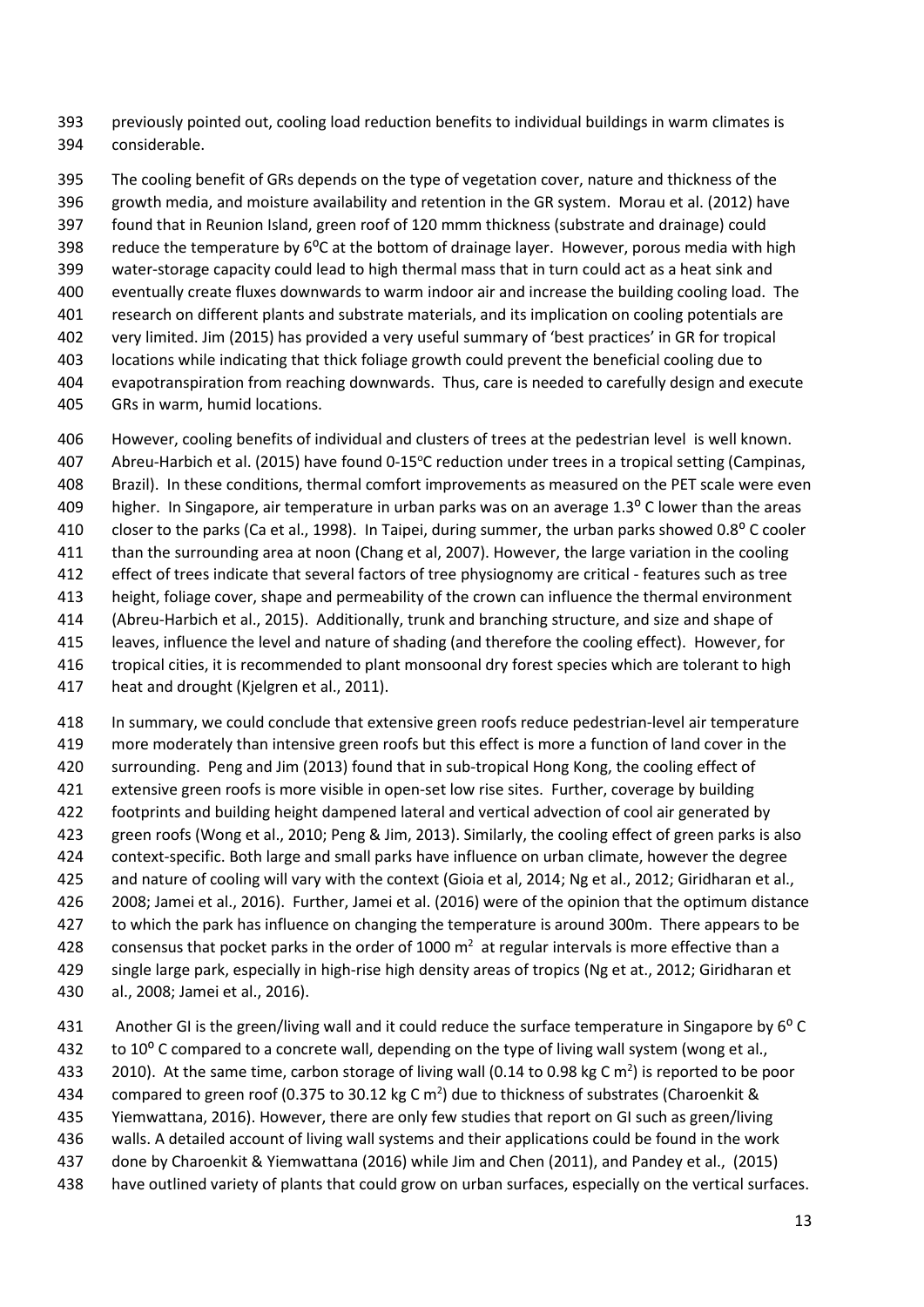previously pointed out, cooling load reduction benefits to individual buildings in warm climates is considerable.

The cooling benefit of GRs depends on the type of vegetation cover, nature and thickness of the growth media, and moisture availability and retention in the GR system. Morau et al. (2012) have found that in Reunion Island, green roof of 120 mmm thickness (substrate and drainage) could reduce the temperature by 6$^{o}$C at the bottom of drainage layer. However, porous media with high water-storage capacity could lead to high thermal mass that in turn could act as a heat sink and eventually create fluxes downwards to warm indoor air and increase the building cooling load. The research on different plants and substrate materials, and its implication on cooling potentials are very limited. Jim (2015) has provided a very useful summary of 'best practices' in GR for tropical locations while indicating that thick foliage growth could prevent the beneficial cooling due to evapotranspiration from reaching downwards. Thus, care is needed to carefully design and execute GRs in warm, humid locations.

However, cooling benefits of individual and clusters of trees at the pedestrian level is well known. Abreu-Harbich et al. (2015) have found 0-15$^{o}$C reduction under trees in a tropical setting (Campinas, Brazil). In these conditions, thermal comfort improvements as measured on the PET scale were even higher. In Singapore, air temperature in urban parks was on an average 1.3$^{o}$ C lower than the areas closer to the parks (Ca et al., 1998). In Taipei, during summer, the urban parks showed 0.8$^{o}$ C cooler than the surrounding area at noon (Chang et al, 2007). However, the large variation in the cooling effect of trees indicate that several factors of tree physiognomy are critical - features such as tree height, foliage cover, shape and permeability of the crown can influence the thermal environment (Abreu-Harbich et al., 2015). Additionally, trunk and branching structure, and size and shape of leaves, influence the level and nature of shading (and therefore the cooling effect). However, for tropical cities, it is recommended to plant monsoonal dry forest species which are tolerant to high heat and drought (Kjelgren et al., 2011).

In summary, we could conclude that extensive green roofs reduce pedestrian-level air temperature more moderately than intensive green roofs but this effect is more a function of land cover in the surrounding. Peng and Jim (2013) found that in sub-tropical Hong Kong, the cooling effect of extensive green roofs is more visible in open-set low rise sites. Further, coverage by building footprints and building height dampened lateral and vertical advection of cool air generated by green roofs (Wong et al., 2010; Peng & Jim, 2013). Similarly, the cooling effect of green parks is also context-specific. Both large and small parks have influence on urban climate, however the degree and nature of cooling will vary with the context (Gioia et al, 2014; Ng et al., 2012; Giridharan et al., 2008; Jamei et al., 2016). Further, Jamei et al. (2016) were of the opinion that the optimum distance to which the park has influence on changing the temperature is around 300m. There appears to be consensus that pocket parks in the order of 1000 m$^{2}$ at regular intervals is more effective than a single large park, especially in high-rise high density areas of tropics (Ng et at., 2012; Giridharan et al., 2008; Jamei et al., 2016).

Another GI is the green/living wall and it could reduce the surface temperature in Singapore by 6$^{o}$ C to 10$^{o}$ C compared to a concrete wall, depending on the type of living wall system (wong et al., 2010). At the same time, carbon storage of living wall (0.14 to 0.98 kg C m$^{2}$) is reported to be poor compared to green roof (0.375 to 30.12 kg C m$^{2}$) due to thickness of substrates (Charoenkit & Yiemwattana, 2016). However, there are only few studies that report on GI such as green/living walls. A detailed account of living wall systems and their applications could be found in the work done by Charoenkit & Yiemwattana (2016) while Jim and Chen (2011), and Pandey et al., (2015) have outlined variety of plants that could grow on urban surfaces, especially on the vertical surfaces.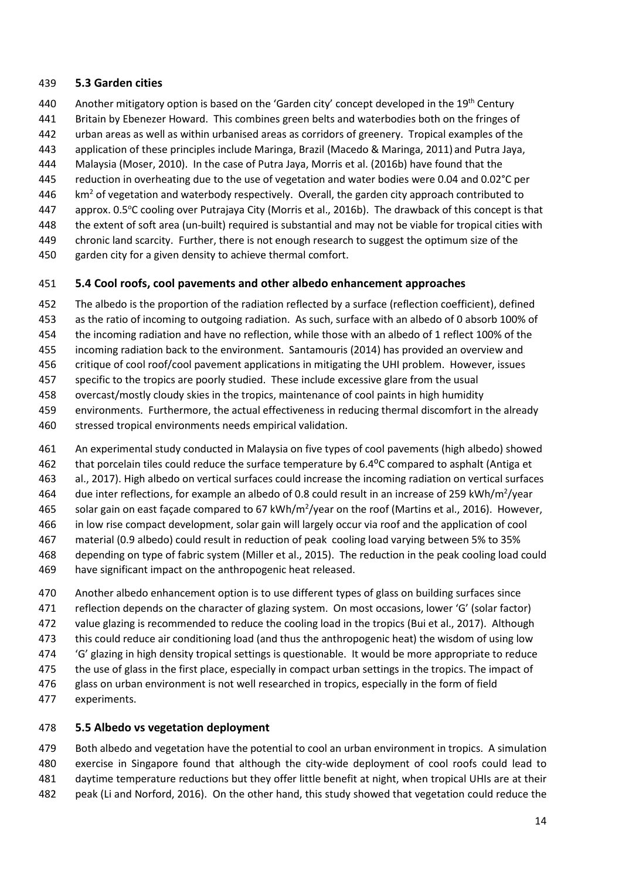## 5.3 Garden cities

Another mitigatory option is based on the 'Garden city' concept developed in the 19th Century Britain by Ebenezer Howard. This combines green belts and waterbodies both on the fringes of urban areas as well as within urbanised areas as corridors of greenery. Tropical examples of the application of these principles include Maringa, Brazil (Macedo & Maringa, 2011) and Putra Jaya, Malaysia (Moser, 2010). In the case of Putra Jaya, Morris et al. (2016b) have found that the reduction in overheating due to the use of vegetation and water bodies were 0.04 and 0.02°C per $km^2$ of vegetation and waterbody respectively. Overall, the garden city approach contributed to approx. 0.5°C cooling over Putrajaya City (Morris et al., 2016b). The drawback of this concept is that the extent of soft area (un-built) required is substantial and may not be viable for tropical cities with chronic land scarcity. Further, there is not enough research to suggest the optimum size of the garden city for a given density to achieve thermal comfort.

## 5.4 Cool roofs, cool pavements and other albedo enhancement approaches

The albedo is the proportion of the radiation reflected by a surface (reflection coefficient), defined as the ratio of incoming to outgoing radiation. As such, surface with an albedo of 0 absorb 100% of the incoming radiation and have no reflection, while those with an albedo of 1 reflect 100% of the incoming radiation back to the environment. Santamouris (2014) has provided an overview and critique of cool roof/cool pavement applications in mitigating the UHI problem. However, issues specific to the tropics are poorly studied. These include excessive glare from the usual overcast/mostly cloudy skies in the tropics, maintenance of cool paints in high humidity environments. Furthermore, the actual effectiveness in reducing thermal discomfort in the already stressed tropical environments needs empirical validation.

An experimental study conducted in Malaysia on five types of cool pavements (high albedo) showed that porcelain tiles could reduce the surface temperature by 6.4°C compared to asphalt (Antiga et al., 2017). High albedo on vertical surfaces could increase the incoming radiation on vertical surfaces due inter reflections, for example an albedo of 0.8 could result in an increase of 259 kWh/$m^2$/year solar gain on east façade compared to 67 kWh/$m^2$/year on the roof (Martins et al., 2016). However, in low rise compact development, solar gain will largely occur via roof and the application of cool material (0.9 albedo) could result in reduction of peak cooling load varying between 5% to 35% depending on type of fabric system (Miller et al., 2015). The reduction in the peak cooling load could have significant impact on the anthropogenic heat released.

Another albedo enhancement option is to use different types of glass on building surfaces since reflection depends on the character of glazing system. On most occasions, lower 'G' (solar factor) value glazing is recommended to reduce the cooling load in the tropics (Bui et al., 2017). Although this could reduce air conditioning load (and thus the anthropogenic heat) the wisdom of using low 'G' glazing in high density tropical settings is questionable. It would be more appropriate to reduce the use of glass in the first place, especially in compact urban settings in the tropics. The impact of glass on urban environment is not well researched in tropics, especially in the form of field experiments.

## 5.5 Albedo vs vegetation deployment

Both albedo and vegetation have the potential to cool an urban environment in tropics. A simulation exercise in Singapore found that although the city-wide deployment of cool roofs could lead to daytime temperature reductions but they offer little benefit at night, when tropical UHIs are at their peak (Li and Norford, 2016). On the other hand, this study showed that vegetation could reduce the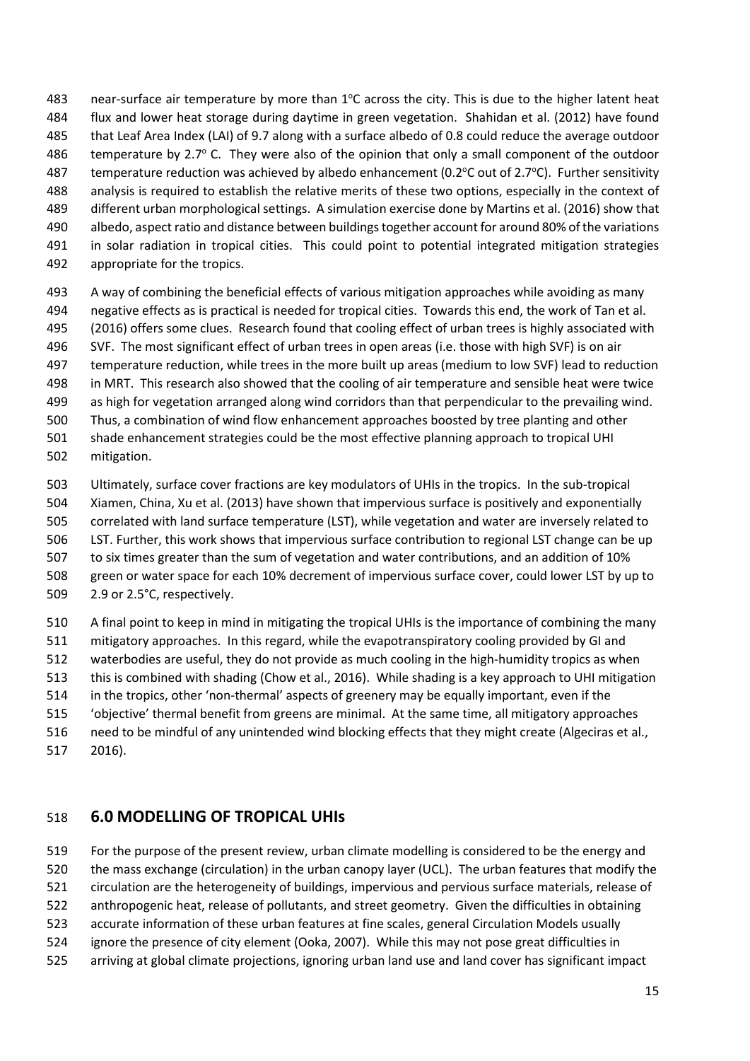near-surface air temperature by more than 1°C across the city. This is due to the higher latent heat flux and lower heat storage during daytime in green vegetation. Shahidan et al. (2012) have found that Leaf Area Index (LAI) of 9.7 along with a surface albedo of 0.8 could reduce the average outdoor temperature by 2.7° C. They were also of the opinion that only a small component of the outdoor temperature reduction was achieved by albedo enhancement (0.2°C out of 2.7°C). Further sensitivity analysis is required to establish the relative merits of these two options, especially in the context of different urban morphological settings. A simulation exercise done by Martins et al. (2016) show that albedo, aspect ratio and distance between buildings together account for around 80% of the variations in solar radiation in tropical cities. This could point to potential integrated mitigation strategies appropriate for the tropics.

A way of combining the beneficial effects of various mitigation approaches while avoiding as many negative effects as is practical is needed for tropical cities. Towards this end, the work of Tan et al. (2016) offers some clues. Research found that cooling effect of urban trees is highly associated with SVF. The most significant effect of urban trees in open areas (i.e. those with high SVF) is on air temperature reduction, while trees in the more built up areas (medium to low SVF) lead to reduction in MRT. This research also showed that the cooling of air temperature and sensible heat were twice as high for vegetation arranged along wind corridors than that perpendicular to the prevailing wind. Thus, a combination of wind flow enhancement approaches boosted by tree planting and other shade enhancement strategies could be the most effective planning approach to tropical UHI mitigation.

Ultimately, surface cover fractions are key modulators of UHIs in the tropics. In the sub-tropical Xiamen, China, Xu et al. (2013) have shown that impervious surface is positively and exponentially correlated with land surface temperature (LST), while vegetation and water are inversely related to LST. Further, this work shows that impervious surface contribution to regional LST change can be up to six times greater than the sum of vegetation and water contributions, and an addition of 10% green or water space for each 10% decrement of impervious surface cover, could lower LST by up to 2.9 or 2.5°C, respectively.

A final point to keep in mind in mitigating the tropical UHIs is the importance of combining the many mitigatory approaches. In this regard, while the evapotranspiratory cooling provided by GI and waterbodies are useful, they do not provide as much cooling in the high-humidity tropics as when this is combined with shading (Chow et al., 2016). While shading is a key approach to UHI mitigation in the tropics, other 'non-thermal' aspects of greenery may be equally important, even if the 'objective' thermal benefit from greens are minimal. At the same time, all mitigatory approaches need to be mindful of any unintended wind blocking effects that they might create (Algeciras et al., 2016).

## 6.0 MODELLING OF TROPICAL UHIs

For the purpose of the present review, urban climate modelling is considered to be the energy and the mass exchange (circulation) in the urban canopy layer (UCL). The urban features that modify the circulation are the heterogeneity of buildings, impervious and pervious surface materials, release of anthropogenic heat, release of pollutants, and street geometry. Given the difficulties in obtaining accurate information of these urban features at fine scales, general Circulation Models usually ignore the presence of city element (Ooka, 2007). While this may not pose great difficulties in arriving at global climate projections, ignoring urban land use and land cover has significant impact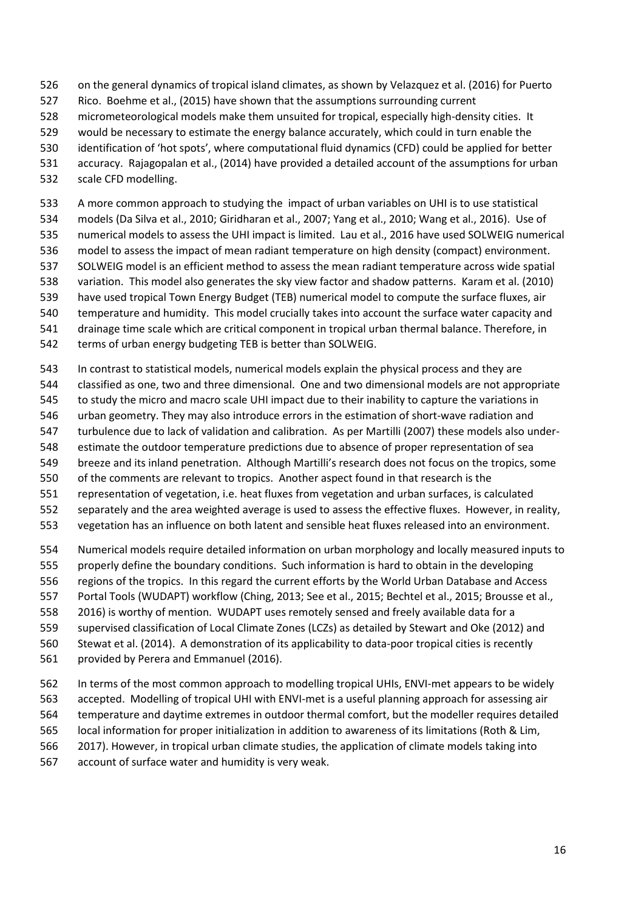on the general dynamics of tropical island climates, as shown by Velazquez et al. (2016) for Puerto Rico. Boehme et al., (2015) have shown that the assumptions surrounding current micrometeorological models make them unsuited for tropical, especially high-density cities. It would be necessary to estimate the energy balance accurately, which could in turn enable the identification of 'hot spots', where computational fluid dynamics (CFD) could be applied for better accuracy. Rajagopalan et al., (2014) have provided a detailed account of the assumptions for urban scale CFD modelling.

A more common approach to studying the impact of urban variables on UHI is to use statistical models (Da Silva et al., 2010; Giridharan et al., 2007; Yang et al., 2010; Wang et al., 2016). Use of numerical models to assess the UHI impact is limited. Lau et al., 2016 have used SOLWEIG numerical model to assess the impact of mean radiant temperature on high density (compact) environment. SOLWEIG model is an efficient method to assess the mean radiant temperature across wide spatial variation. This model also generates the sky view factor and shadow patterns. Karam et al. (2010) have used tropical Town Energy Budget (TEB) numerical model to compute the surface fluxes, air temperature and humidity. This model crucially takes into account the surface water capacity and drainage time scale which are critical component in tropical urban thermal balance. Therefore, in terms of urban energy budgeting TEB is better than SOLWEIG.

In contrast to statistical models, numerical models explain the physical process and they are classified as one, two and three dimensional. One and two dimensional models are not appropriate to study the micro and macro scale UHI impact due to their inability to capture the variations in urban geometry. They may also introduce errors in the estimation of short-wave radiation and turbulence due to lack of validation and calibration. As per Martilli (2007) these models also under-estimate the outdoor temperature predictions due to absence of proper representation of sea breeze and its inland penetration. Although Martilli's research does not focus on the tropics, some of the comments are relevant to tropics. Another aspect found in that research is the representation of vegetation, i.e. heat fluxes from vegetation and urban surfaces, is calculated separately and the area weighted average is used to assess the effective fluxes. However, in reality, vegetation has an influence on both latent and sensible heat fluxes released into an environment.

Numerical models require detailed information on urban morphology and locally measured inputs to properly define the boundary conditions. Such information is hard to obtain in the developing regions of the tropics. In this regard the current efforts by the World Urban Database and Access Portal Tools (WUDAPT) workflow (Ching, 2013; See et al., 2015; Bechtel et al., 2015; Brousse et al., 2016) is worthy of mention. WUDAPT uses remotely sensed and freely available data for a supervised classification of Local Climate Zones (LCZs) as detailed by Stewart and Oke (2012) and Stewat et al. (2014). A demonstration of its applicability to data-poor tropical cities is recently provided by Perera and Emmanuel (2016).

In terms of the most common approach to modelling tropical UHIs, ENVI-met appears to be widely accepted. Modelling of tropical UHI with ENVI-met is a useful planning approach for assessing air temperature and daytime extremes in outdoor thermal comfort, but the modeller requires detailed local information for proper initialization in addition to awareness of its limitations (Roth & Lim, 2017). However, in tropical urban climate studies, the application of climate models taking into account of surface water and humidity is very weak.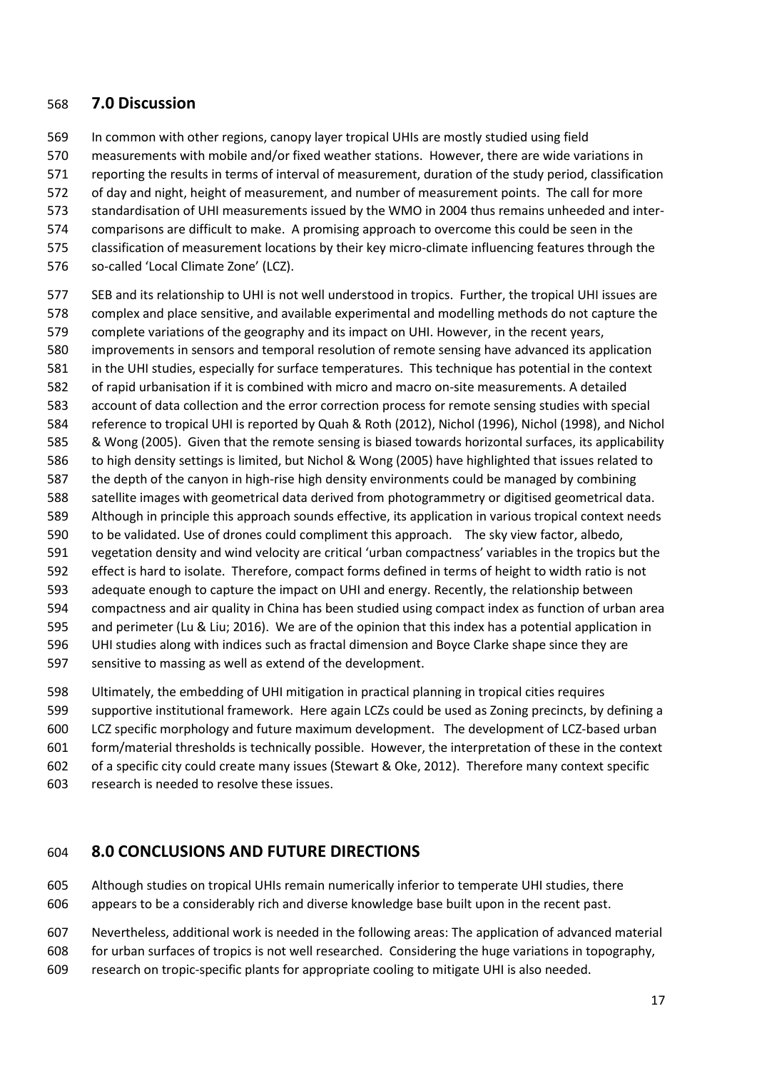## 7.0 Discussion

In common with other regions, canopy layer tropical UHIs are mostly studied using field measurements with mobile and/or fixed weather stations. However, there are wide variations in reporting the results in terms of interval of measurement, duration of the study period, classification of day and night, height of measurement, and number of measurement points. The call for more standardisation of UHI measurements issued by the WMO in 2004 thus remains unheeded and inter-comparisons are difficult to make. A promising approach to overcome this could be seen in the classification of measurement locations by their key micro-climate influencing features through the so-called 'Local Climate Zone' (LCZ).

SEB and its relationship to UHI is not well understood in tropics. Further, the tropical UHI issues are complex and place sensitive, and available experimental and modelling methods do not capture the complete variations of the geography and its impact on UHI. However, in the recent years, improvements in sensors and temporal resolution of remote sensing have advanced its application in the UHI studies, especially for surface temperatures. This technique has potential in the context of rapid urbanisation if it is combined with micro and macro on-site measurements. A detailed account of data collection and the error correction process for remote sensing studies with special reference to tropical UHI is reported by Quah & Roth (2012), Nichol (1996), Nichol (1998), and Nichol & Wong (2005). Given that the remote sensing is biased towards horizontal surfaces, its applicability to high density settings is limited, but Nichol & Wong (2005) have highlighted that issues related to the depth of the canyon in high-rise high density environments could be managed by combining satellite images with geometrical data derived from photogrammetry or digitised geometrical data. Although in principle this approach sounds effective, its application in various tropical context needs to be validated. Use of drones could compliment this approach. The sky view factor, albedo, vegetation density and wind velocity are critical 'urban compactness' variables in the tropics but the effect is hard to isolate. Therefore, compact forms defined in terms of height to width ratio is not adequate enough to capture the impact on UHI and energy. Recently, the relationship between compactness and air quality in China has been studied using compact index as function of urban area and perimeter (Lu & Liu; 2016). We are of the opinion that this index has a potential application in UHI studies along with indices such as fractal dimension and Boyce Clarke shape since they are sensitive to massing as well as extend of the development.

Ultimately, the embedding of UHI mitigation in practical planning in tropical cities requires supportive institutional framework. Here again LCZs could be used as Zoning precincts, by defining a LCZ specific morphology and future maximum development. The development of LCZ-based urban form/material thresholds is technically possible. However, the interpretation of these in the context of a specific city could create many issues (Stewart & Oke, 2012). Therefore many context specific research is needed to resolve these issues.

## 8.0 CONCLUSIONS AND FUTURE DIRECTIONS

Although studies on tropical UHIs remain numerically inferior to temperate UHI studies, there appears to be a considerably rich and diverse knowledge base built upon in the recent past.

Nevertheless, additional work is needed in the following areas: The application of advanced material for urban surfaces of tropics is not well researched. Considering the huge variations in topography, research on tropic-specific plants for appropriate cooling to mitigate UHI is also needed.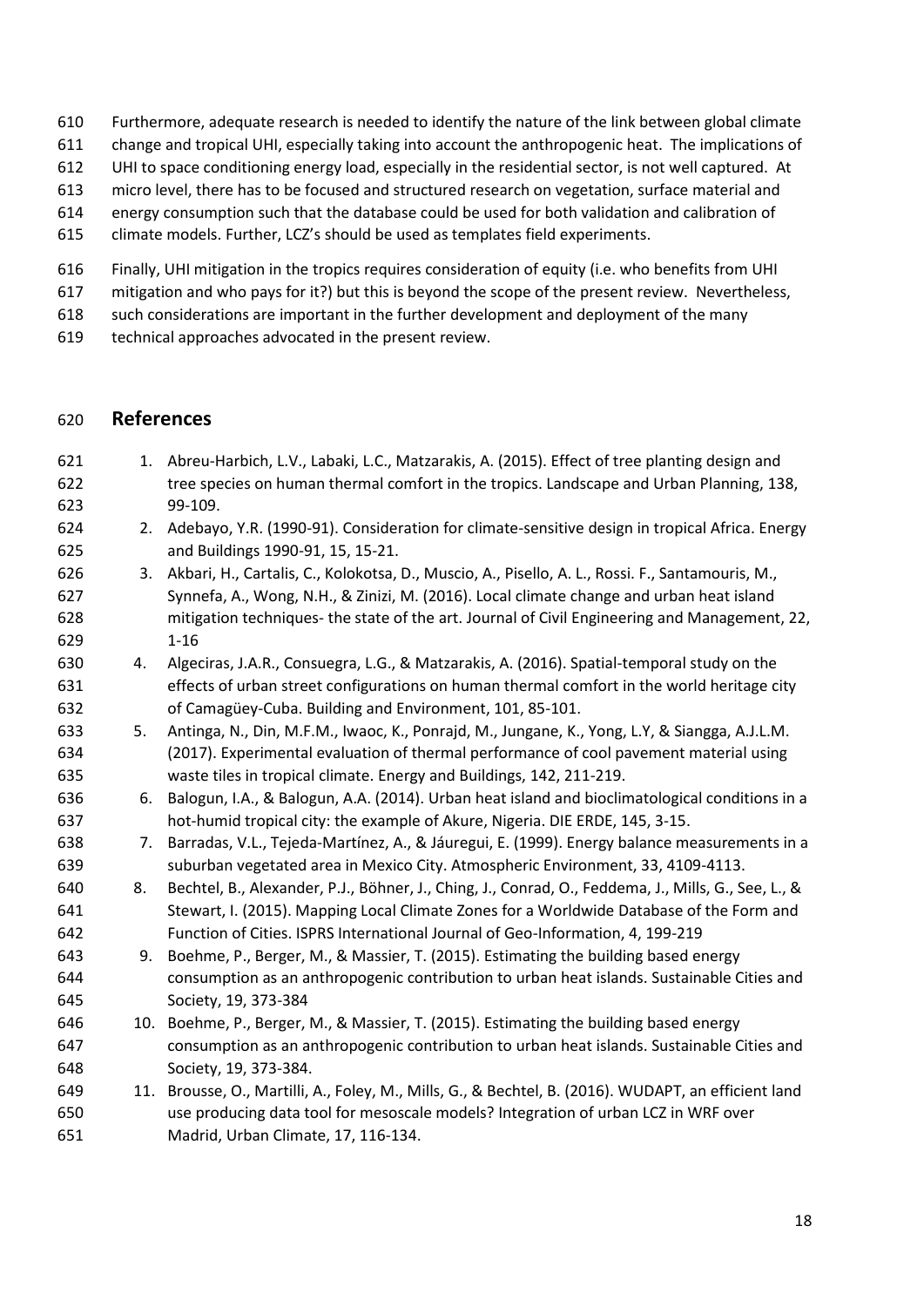Furthermore, adequate research is needed to identify the nature of the link between global climate change and tropical UHI, especially taking into account the anthropogenic heat. The implications of UHI to space conditioning energy load, especially in the residential sector, is not well captured. At micro level, there has to be focused and structured research on vegetation, surface material and energy consumption such that the database could be used for both validation and calibration of climate models. Further, LCZ's should be used as templates field experiments.

Finally, UHI mitigation in the tropics requires consideration of equity (i.e. who benefits from UHI mitigation and who pays for it?) but this is beyond the scope of the present review. Nevertheless, such considerations are important in the further development and deployment of the many technical approaches advocated in the present review.

## References

1. Abreu-Harbich, L.V., Labaki, L.C., Matzarakis, A. (2015). Effect of tree planting design and tree species on human thermal comfort in the tropics. Landscape and Urban Planning, 138, 99-109.
2. Adebayo, Y.R. (1990-91). Consideration for climate-sensitive design in tropical Africa. Energy and Buildings 1990-91, 15, 15-21.
3. Akbari, H., Cartalis, C., Kolokotsa, D., Muscio, A., Pisello, A. L., Rossi. F., Santamouris, M., Synnefa, A., Wong, N.H., & Zinizi, M. (2016). Local climate change and urban heat island mitigation techniques- the state of the art. Journal of Civil Engineering and Management, 22, 1-16
4. Algeciras, J.A.R., Consuegra, L.G., & Matzarakis, A. (2016). Spatial-temporal study on the effects of urban street configurations on human thermal comfort in the world heritage city of Camagüey-Cuba. Building and Environment, 101, 85-101.
5. Antinga, N., Din, M.F.M., Iwaoc, K., Ponrajd, M., Jungane, K., Yong, L.Y, & Siangga, A.J.L.M. (2017). Experimental evaluation of thermal performance of cool pavement material using waste tiles in tropical climate. Energy and Buildings, 142, 211-219.
6. Balogun, I.A., & Balogun, A.A. (2014). Urban heat island and bioclimatological conditions in a hot-humid tropical city: the example of Akure, Nigeria. DIE ERDE, 145, 3-15.
7. Barradas, V.L., Tejeda-Martínez, A., & Jáuregui, E. (1999). Energy balance measurements in a suburban vegetated area in Mexico City. Atmospheric Environment, 33, 4109-4113.
8. Bechtel, B., Alexander, P.J., Böhner, J., Ching, J., Conrad, O., Feddema, J., Mills, G., See, L., & Stewart, I. (2015). Mapping Local Climate Zones for a Worldwide Database of the Form and Function of Cities. ISPRS International Journal of Geo-Information, 4, 199-219
9. Boehme, P., Berger, M., & Massier, T. (2015). Estimating the building based energy consumption as an anthropogenic contribution to urban heat islands. Sustainable Cities and Society, 19, 373-384
10. Boehme, P., Berger, M., & Massier, T. (2015). Estimating the building based energy consumption as an anthropogenic contribution to urban heat islands. Sustainable Cities and Society, 19, 373-384.
11. Brousse, O., Martilli, A., Foley, M., Mills, G., & Bechtel, B. (2016). WUDAPT, an efficient land use producing data tool for mesoscale models? Integration of urban LCZ in WRF over Madrid, Urban Climate, 17, 116-134.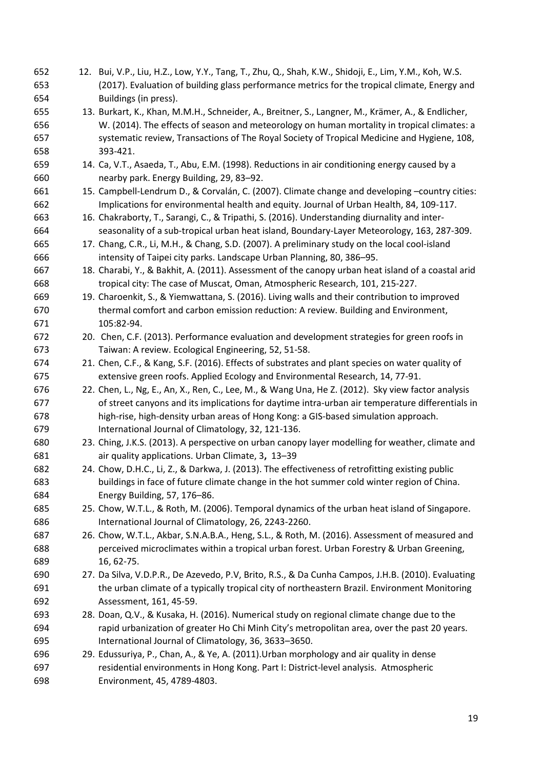12. Bui, V.P., Liu, H.Z., Low, Y.Y., Tang, T., Zhu, Q., Shah, K.W., Shidoji, E., Lim, Y.M., Koh, W.S. (2017). Evaluation of building glass performance metrics for the tropical climate, Energy and Buildings (in press).
13. Burkart, K., Khan, M.M.H., Schneider, A., Breitner, S., Langner, M., Krämer, A., & Endlicher, W. (2014). The effects of season and meteorology on human mortality in tropical climates: a systematic review, Transactions of The Royal Society of Tropical Medicine and Hygiene, 108, 393-421.
14. Ca, V.T., Asaeda, T., Abu, E.M. (1998). Reductions in air conditioning energy caused by a nearby park. Energy Building, 29, 83–92.
15. Campbell-Lendrum D., & Corvalán, C. (2007). Climate change and developing –country cities: Implications for environmental health and equity. Journal of Urban Health, 84, 109-117.
16. Chakraborty, T., Sarangi, C., & Tripathi, S. (2016). Understanding diurnality and inter-seasonality of a sub-tropical urban heat island, Boundary-Layer Meteorology, 163, 287-309.
17. Chang, C.R., Li, M.H., & Chang, S.D. (2007). A preliminary study on the local cool-island intensity of Taipei city parks. Landscape Urban Planning, 80, 386–95.
18. Charabi, Y., & Bakhit, A. (2011). Assessment of the canopy urban heat island of a coastal arid tropical city: The case of Muscat, Oman, Atmospheric Research, 101, 215-227.
19. Charoenkit, S., & Yiemwattana, S. (2016). Living walls and their contribution to improved thermal comfort and carbon emission reduction: A review. Building and Environment, 105:82-94.
20. Chen, C.F. (2013). Performance evaluation and development strategies for green roofs in Taiwan: A review. Ecological Engineering, 52, 51-58.
21. Chen, C.F., & Kang, S.F. (2016). Effects of substrates and plant species on water quality of extensive green roofs. Applied Ecology and Environmental Research, 14, 77-91.
22. Chen, L., Ng, E., An, X., Ren, C., Lee, M., & Wang Una, He Z. (2012). Sky view factor analysis of street canyons and its implications for daytime intra-urban air temperature differentials in high-rise, high-density urban areas of Hong Kong: a GIS-based simulation approach. International Journal of Climatology, 32, 121-136.
23. Ching, J.K.S. (2013). A perspective on urban canopy layer modelling for weather, climate and air quality applications. Urban Climate, 3**,** 13–39
24. Chow, D.H.C., Li, Z., & Darkwa, J. (2013). The effectiveness of retrofitting existing public buildings in face of future climate change in the hot summer cold winter region of China. Energy Building, 57, 176–86.
25. Chow, W.T.L., & Roth, M. (2006). Temporal dynamics of the urban heat island of Singapore. International Journal of Climatology, 26, 2243-2260.
26. Chow, W.T.L., Akbar, S.N.A.B.A., Heng, S.L., & Roth, M. (2016). Assessment of measured and perceived microclimates within a tropical urban forest. Urban Forestry & Urban Greening, 16, 62-75.
27. Da Silva, V.D.P.R., De Azevedo, P.V, Brito, R.S., & Da Cunha Campos, J.H.B. (2010). Evaluating the urban climate of a typically tropical city of northeastern Brazil. Environment Monitoring Assessment, 161, 45-59.
28. Doan, Q.V., & Kusaka, H. (2016). Numerical study on regional climate change due to the rapid urbanization of greater Ho Chi Minh City's metropolitan area, over the past 20 years. International Journal of Climatology, 36, 3633–3650.
29. Edussuriya, P., Chan, A., & Ye, A. (2011).Urban morphology and air quality in dense residential environments in Hong Kong. Part I: District-level analysis. Atmospheric Environment, 45, 4789-4803.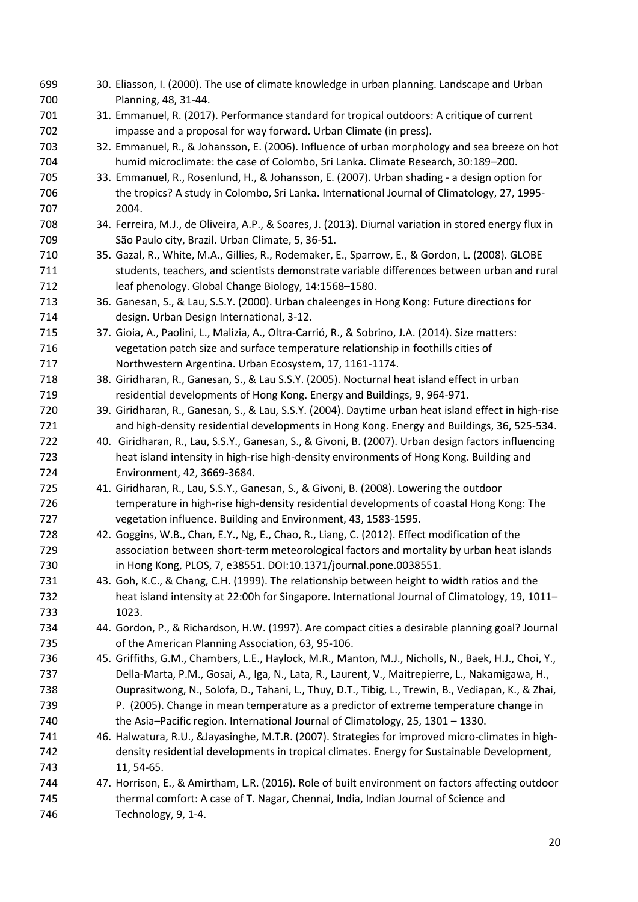30. Eliasson, I. (2000). The use of climate knowledge in urban planning. Landscape and Urban Planning, 48, 31-44.
31. Emmanuel, R. (2017). Performance standard for tropical outdoors: A critique of current impasse and a proposal for way forward. Urban Climate (in press).
32. Emmanuel, R., & Johansson, E. (2006). Influence of urban morphology and sea breeze on hot humid microclimate: the case of Colombo, Sri Lanka. Climate Research, 30:189–200.
33. Emmanuel, R., Rosenlund, H., & Johansson, E. (2007). Urban shading - a design option for the tropics? A study in Colombo, Sri Lanka. International Journal of Climatology, 27, 1995-2004.
34. Ferreira, M.J., de Oliveira, A.P., & Soares, J. (2013). Diurnal variation in stored energy flux in São Paulo city, Brazil. Urban Climate, 5, 36-51.
35. Gazal, R., White, M.A., Gillies, R., Rodemaker, E., Sparrow, E., & Gordon, L. (2008). GLOBE students, teachers, and scientists demonstrate variable differences between urban and rural leaf phenology. Global Change Biology, 14:1568–1580.
36. Ganesan, S., & Lau, S.S.Y. (2000). Urban chaleenges in Hong Kong: Future directions for design. Urban Design International, 3-12.
37. Gioia, A., Paolini, L., Malizia, A., Oltra-Carrió, R., & Sobrino, J.A. (2014). Size matters: vegetation patch size and surface temperature relationship in foothills cities of Northwestern Argentina. Urban Ecosystem, 17, 1161-1174.
38. Giridharan, R., Ganesan, S., & Lau S.S.Y. (2005). Nocturnal heat island effect in urban residential developments of Hong Kong. Energy and Buildings, 9, 964-971.
39. Giridharan, R., Ganesan, S., & Lau, S.S.Y. (2004). Daytime urban heat island effect in high-rise and high-density residential developments in Hong Kong. Energy and Buildings, 36, 525-534.
40. Giridharan, R., Lau, S.S.Y., Ganesan, S., & Givoni, B. (2007). Urban design factors influencing heat island intensity in high-rise high-density environments of Hong Kong. Building and Environment, 42, 3669-3684.
41. Giridharan, R., Lau, S.S.Y., Ganesan, S., & Givoni, B. (2008). Lowering the outdoor temperature in high-rise high-density residential developments of coastal Hong Kong: The vegetation influence. Building and Environment, 43, 1583-1595.
42. Goggins, W.B., Chan, E.Y., Ng, E., Chao, R., Liang, C. (2012). Effect modification of the association between short-term meteorological factors and mortality by urban heat islands in Hong Kong, PLOS, 7, e38551. DOI:10.1371/journal.pone.0038551.
43. Goh, K.C., & Chang, C.H. (1999). The relationship between height to width ratios and the heat island intensity at 22:00h for Singapore. International Journal of Climatology, 19, 1011–1023.
44. Gordon, P., & Richardson, H.W. (1997). Are compact cities a desirable planning goal? Journal of the American Planning Association, 63, 95-106.
45. Griffiths, G.M., Chambers, L.E., Haylock, M.R., Manton, M.J., Nicholls, N., Baek, H.J., Choi, Y., Della-Marta, P.M., Gosai, A., Iga, N., Lata, R., Laurent, V., Maitrepierre, L., Nakamigawa, H., Ouprasitwong, N., Solofa, D., Tahani, L., Thuy, D.T., Tibig, L., Trewin, B., Vediapan, K., & Zhai, P. (2005). Change in mean temperature as a predictor of extreme temperature change in the Asia–Pacific region. International Journal of Climatology, 25, 1301 – 1330.
46. Halwatura, R.U., &Jayasinghe, M.T.R. (2007). Strategies for improved micro-climates in high-density residential developments in tropical climates. Energy for Sustainable Development, 11, 54-65.
47. Horrison, E., & Amirtham, L.R. (2016). Role of built environment on factors affecting outdoor thermal comfort: A case of T. Nagar, Chennai, India, Indian Journal of Science and Technology, 9, 1-4.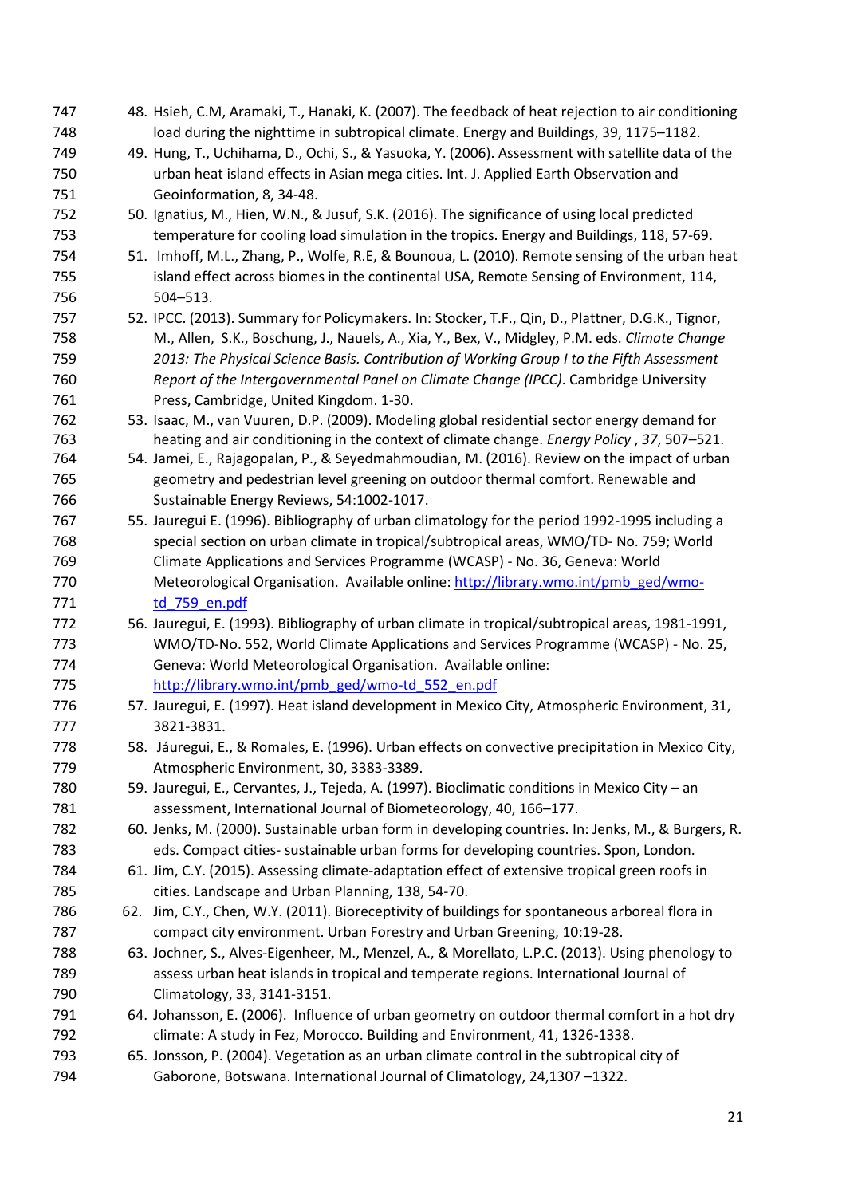48. Hsieh, C.M, Aramaki, T., Hanaki, K. (2007). The feedback of heat rejection to air conditioning load during the nighttime in subtropical climate. Energy and Buildings, 39, 1175–1182.
49. Hung, T., Uchihama, D., Ochi, S., & Yasuoka, Y. (2006). Assessment with satellite data of the urban heat island effects in Asian mega cities. Int. J. Applied Earth Observation and Geoinformation, 8, 34-48.
50. Ignatius, M., Hien, W.N., & Jusuf, S.K. (2016). The significance of using local predicted temperature for cooling load simulation in the tropics. Energy and Buildings, 118, 57-69.
51. Imhoff, M.L., Zhang, P., Wolfe, R.E, & Bounoua, L. (2010). Remote sensing of the urban heat island effect across biomes in the continental USA, Remote Sensing of Environment, 114, 504–513.
52. IPCC. (2013). Summary for Policymakers. In: Stocker, T.F., Qin, D., Plattner, D.G.K., Tignor, M., Allen, S.K., Boschung, J., Nauels, A., Xia, Y., Bex, V., Midgley, P.M. eds. *Climate Change 2013: The Physical Science Basis. Contribution of Working Group I to the Fifth Assessment Report of the Intergovernmental Panel on Climate Change (IPCC)*. Cambridge University Press, Cambridge, United Kingdom. 1-30.
53. Isaac, M., van Vuuren, D.P. (2009). Modeling global residential sector energy demand for heating and air conditioning in the context of climate change. *Energy Policy* , *37*, 507–521.
54. Jamei, E., Rajagopalan, P., & Seyedmahmoudian, M. (2016). Review on the impact of urban geometry and pedestrian level greening on outdoor thermal comfort. Renewable and Sustainable Energy Reviews, 54:1002-1017.
55. Jauregui E. (1996). Bibliography of urban climatology for the period 1992-1995 including a special section on urban climate in tropical/subtropical areas, WMO/TD- No. 759; World Climate Applications and Services Programme (WCASP) - No. 36, Geneva: World Meteorological Organisation. Available online: http://library.wmo.int/pmb_ged/wmo-td_759_en.pdf
56. Jauregui, E. (1993). Bibliography of urban climate in tropical/subtropical areas, 1981-1991, WMO/TD-No. 552, World Climate Applications and Services Programme (WCASP) - No. 25, Geneva: World Meteorological Organisation. Available online: http://library.wmo.int/pmb_ged/wmo-td_552_en.pdf
57. Jauregui, E. (1997). Heat island development in Mexico City, Atmospheric Environment, 31, 3821-3831.
58. Jáuregui, E., & Romales, E. (1996). Urban effects on convective precipitation in Mexico City, Atmospheric Environment, 30, 3383-3389.
59. Jauregui, E., Cervantes, J., Tejeda, A. (1997). Bioclimatic conditions in Mexico City – an assessment, International Journal of Biometeorology, 40, 166–177.
60. Jenks, M. (2000). Sustainable urban form in developing countries. In: Jenks, M., & Burgers, R. eds. Compact cities- sustainable urban forms for developing countries. Spon, London.
61. Jim, C.Y. (2015). Assessing climate-adaptation effect of extensive tropical green roofs in cities. Landscape and Urban Planning, 138, 54-70.
62. Jim, C.Y., Chen, W.Y. (2011). Bioreceptivity of buildings for spontaneous arboreal flora in compact city environment. Urban Forestry and Urban Greening, 10:19-28.
63. Jochner, S., Alves-Eigenheer, M., Menzel, A., & Morellato, L.P.C. (2013). Using phenology to assess urban heat islands in tropical and temperate regions. International Journal of Climatology, 33, 3141-3151.
64. Johansson, E. (2006). Influence of urban geometry on outdoor thermal comfort in a hot dry climate: A study in Fez, Morocco. Building and Environment, 41, 1326-1338.
65. Jonsson, P. (2004). Vegetation as an urban climate control in the subtropical city of Gaborone, Botswana. International Journal of Climatology, 24,1307 –1322.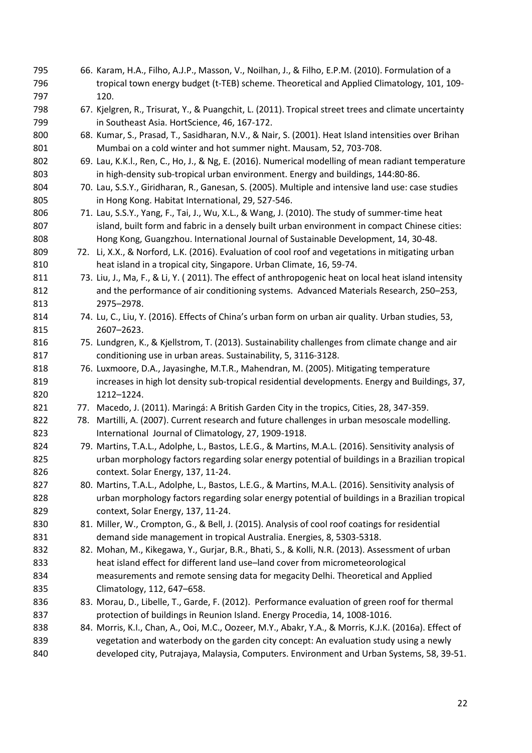66. Karam, H.A., Filho, A.J.P., Masson, V., Noilhan, J., & Filho, E.P.M. (2010). Formulation of a tropical town energy budget (t-TEB) scheme. Theoretical and Applied Climatology, 101, 109-120.
67. Kjelgren, R., Trisurat, Y., & Puangchit, L. (2011). Tropical street trees and climate uncertainty in Southeast Asia. HortScience, 46, 167-172.
68. Kumar, S., Prasad, T., Sasidharan, N.V., & Nair, S. (2001). Heat Island intensities over Brihan Mumbai on a cold winter and hot summer night. Mausam, 52, 703-708.
69. Lau, K.K.l., Ren, C., Ho, J., & Ng, E. (2016). Numerical modelling of mean radiant temperature in high-density sub-tropical urban environment. Energy and buildings, 144:80-86.
70. Lau, S.S.Y., Giridharan, R., Ganesan, S. (2005). Multiple and intensive land use: case studies in Hong Kong. Habitat International, 29, 527-546.
71. Lau, S.S.Y., Yang, F., Tai, J., Wu, X.L., & Wang, J. (2010). The study of summer-time heat island, built form and fabric in a densely built urban environment in compact Chinese cities: Hong Kong, Guangzhou. International Journal of Sustainable Development, 14, 30-48.
72. Li, X.X., & Norford, L.K. (2016). Evaluation of cool roof and vegetations in mitigating urban heat island in a tropical city, Singapore. Urban Climate, 16, 59-74.
73. Liu, J., Ma, F., & Li, Y. ( 2011). The effect of anthropogenic heat on local heat island intensity and the performance of air conditioning systems. Advanced Materials Research, 250–253, 2975–2978.
74. Lu, C., Liu, Y. (2016). Effects of China's urban form on urban air quality. Urban studies, 53, 2607–2623.
75. Lundgren, K., & Kjellstrom, T. (2013). Sustainability challenges from climate change and air conditioning use in urban areas. Sustainability, 5, 3116-3128.
76. Luxmoore, D.A., Jayasinghe, M.T.R., Mahendran, M. (2005). Mitigating temperature increases in high lot density sub-tropical residential developments. Energy and Buildings, 37, 1212–1224.
77. Macedo, J. (2011). Maringá: A British Garden City in the tropics, Cities, 28, 347-359.
78. Martilli, A. (2007). Current research and future challenges in urban mesoscale modelling. International Journal of Climatology, 27, 1909-1918.
79. Martins, T.A.L., Adolphe, L., Bastos, L.E.G., & Martins, M.A.L. (2016). Sensitivity analysis of urban morphology factors regarding solar energy potential of buildings in a Brazilian tropical context. Solar Energy, 137, 11-24.
80. Martins, T.A.L., Adolphe, L., Bastos, L.E.G., & Martins, M.A.L. (2016). Sensitivity analysis of urban morphology factors regarding solar energy potential of buildings in a Brazilian tropical context, Solar Energy, 137, 11-24.
81. Miller, W., Crompton, G., & Bell, J. (2015). Analysis of cool roof coatings for residential demand side management in tropical Australia. Energies, 8, 5303-5318.
82. Mohan, M., Kikegawa, Y., Gurjar, B.R., Bhati, S., & Kolli, N.R. (2013). Assessment of urban heat island effect for different land use–land cover from micrometeorological measurements and remote sensing data for megacity Delhi. Theoretical and Applied Climatology, 112, 647–658.
83. Morau, D., Libelle, T., Garde, F. (2012). Performance evaluation of green roof for thermal protection of buildings in Reunion Island. Energy Procedia, 14, 1008-1016.
84. Morris, K.I., Chan, A., Ooi, M.C., Oozeer, M.Y., Abakr, Y.A., & Morris, K.J.K. (2016a). Effect of vegetation and waterbody on the garden city concept: An evaluation study using a newly developed city, Putrajaya, Malaysia, Computers. Environment and Urban Systems, 58, 39-51.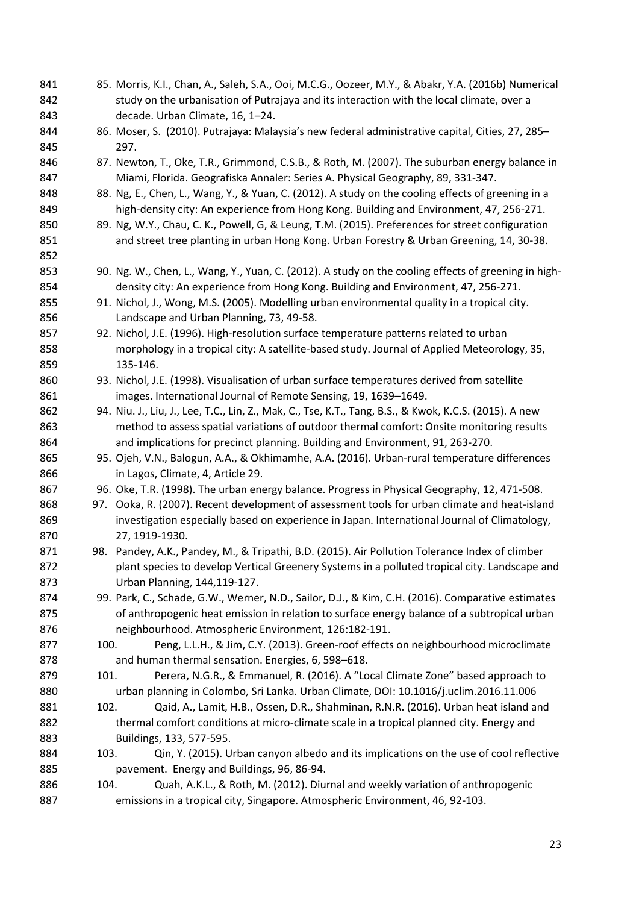85. Morris, K.I., Chan, A., Saleh, S.A., Ooi, M.C.G., Oozeer, M.Y., & Abakr, Y.A. (2016b) Numerical study on the urbanisation of Putrajaya and its interaction with the local climate, over a decade. Urban Climate, 16, 1–24.
86. Moser, S. (2010). Putrajaya: Malaysia's new federal administrative capital, Cities, 27, 285–297.
87. Newton, T., Oke, T.R., Grimmond, C.S.B., & Roth, M. (2007). The suburban energy balance in Miami, Florida. Geografiska Annaler: Series A. Physical Geography, 89, 331-347.
88. Ng, E., Chen, L., Wang, Y., & Yuan, C. (2012). A study on the cooling effects of greening in a high-density city: An experience from Hong Kong. Building and Environment, 47, 256-271.
89. Ng, W.Y., Chau, C. K., Powell, G, & Leung, T.M. (2015). Preferences for street configuration and street tree planting in urban Hong Kong. Urban Forestry & Urban Greening, 14, 30-38.
90. Ng. W., Chen, L., Wang, Y., Yuan, C. (2012). A study on the cooling effects of greening in high-density city: An experience from Hong Kong. Building and Environment, 47, 256-271.
91. Nichol, J., Wong, M.S. (2005). Modelling urban environmental quality in a tropical city. Landscape and Urban Planning, 73, 49-58.
92. Nichol, J.E. (1996). High-resolution surface temperature patterns related to urban morphology in a tropical city: A satellite-based study. Journal of Applied Meteorology, 35, 135-146.
93. Nichol, J.E. (1998). Visualisation of urban surface temperatures derived from satellite images. International Journal of Remote Sensing, 19, 1639–1649.
94. Niu. J., Liu, J., Lee, T.C., Lin, Z., Mak, C., Tse, K.T., Tang, B.S., & Kwok, K.C.S. (2015). A new method to assess spatial variations of outdoor thermal comfort: Onsite monitoring results and implications for precinct planning. Building and Environment, 91, 263-270.
95. Ojeh, V.N., Balogun, A.A., & Okhimamhe, A.A. (2016). Urban-rural temperature differences in Lagos, Climate, 4, Article 29.
96. Oke, T.R. (1998). The urban energy balance. Progress in Physical Geography, 12, 471-508.
97. Ooka, R. (2007). Recent development of assessment tools for urban climate and heat-island investigation especially based on experience in Japan. International Journal of Climatology, 27, 1919-1930.
98. Pandey, A.K., Pandey, M., & Tripathi, B.D. (2015). Air Pollution Tolerance Index of climber plant species to develop Vertical Greenery Systems in a polluted tropical city. Landscape and Urban Planning, 144,119-127.
99. Park, C., Schade, G.W., Werner, N.D., Sailor, D.J., & Kim, C.H. (2016). Comparative estimates of anthropogenic heat emission in relation to surface energy balance of a subtropical urban neighbourhood. Atmospheric Environment, 126:182-191.
100. Peng, L.L.H., & Jim, C.Y. (2013). Green-roof effects on neighbourhood microclimate and human thermal sensation. Energies, 6, 598–618.
101. Perera, N.G.R., & Emmanuel, R. (2016). A "Local Climate Zone" based approach to urban planning in Colombo, Sri Lanka. Urban Climate, DOI: 10.1016/j.uclim.2016.11.006
102. Qaid, A., Lamit, H.B., Ossen, D.R., Shahminan, R.N.R. (2016). Urban heat island and thermal comfort conditions at micro-climate scale in a tropical planned city. Energy and Buildings, 133, 577-595.
103. Qin, Y. (2015). Urban canyon albedo and its implications on the use of cool reflective pavement. Energy and Buildings, 96, 86-94.
104. Quah, A.K.L., & Roth, M. (2012). Diurnal and weekly variation of anthropogenic emissions in a tropical city, Singapore. Atmospheric Environment, 46, 92-103.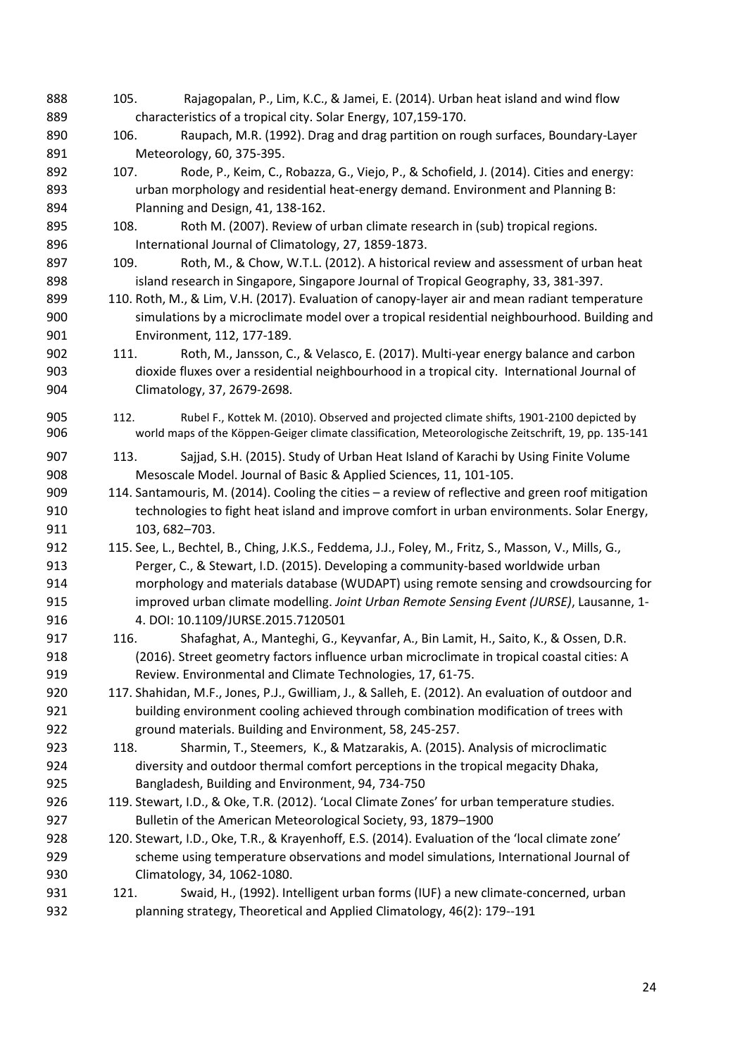105. Rajagopalan, P., Lim, K.C., & Jamei, E. (2014). Urban heat island and wind flow characteristics of a tropical city. Solar Energy, 107,159-170.

106. Raupach, M.R. (1992). Drag and drag partition on rough surfaces, Boundary-Layer Meteorology, 60, 375-395.

107. Rode, P., Keim, C., Robazza, G., Viejo, P., & Schofield, J. (2014). Cities and energy: urban morphology and residential heat-energy demand. Environment and Planning B: Planning and Design, 41, 138-162.

108. Roth M. (2007). Review of urban climate research in (sub) tropical regions. International Journal of Climatology, 27, 1859-1873.

109. Roth, M., & Chow, W.T.L. (2012). A historical review and assessment of urban heat island research in Singapore, Singapore Journal of Tropical Geography, 33, 381-397.

110. Roth, M., & Lim, V.H. (2017). Evaluation of canopy-layer air and mean radiant temperature simulations by a microclimate model over a tropical residential neighbourhood. Building and Environment, 112, 177-189.

111. Roth, M., Jansson, C., & Velasco, E. (2017). Multi-year energy balance and carbon dioxide fluxes over a residential neighbourhood in a tropical city. International Journal of Climatology, 37, 2679-2698.

112. Rubel F., Kottek M. (2010). Observed and projected climate shifts, 1901-2100 depicted by world maps of the Köppen-Geiger climate classification, Meteorologische Zeitschrift, 19, pp. 135-141

113. Sajjad, S.H. (2015). Study of Urban Heat Island of Karachi by Using Finite Volume Mesoscale Model. Journal of Basic & Applied Sciences, 11, 101-105.

114. Santamouris, M. (2014). Cooling the cities – a review of reflective and green roof mitigation technologies to fight heat island and improve comfort in urban environments. Solar Energy, 103, 682–703.

115. See, L., Bechtel, B., Ching, J.K.S., Feddema, J.J., Foley, M., Fritz, S., Masson, V., Mills, G., Perger, C., & Stewart, I.D. (2015). Developing a community-based worldwide urban morphology and materials database (WUDAPT) using remote sensing and crowdsourcing for improved urban climate modelling. *Joint Urban Remote Sensing Event (JURSE)*, Lausanne, 1-4. DOI: 10.1109/JURSE.2015.7120501

116. Shafaghat, A., Manteghi, G., Keyvanfar, A., Bin Lamit, H., Saito, K., & Ossen, D.R. (2016). Street geometry factors influence urban microclimate in tropical coastal cities: A Review. Environmental and Climate Technologies, 17, 61-75.

117. Shahidan, M.F., Jones, P.J., Gwilliam, J., & Salleh, E. (2012). An evaluation of outdoor and building environment cooling achieved through combination modification of trees with ground materials. Building and Environment, 58, 245-257.

118. Sharmin, T., Steemers, K., & Matzarakis, A. (2015). Analysis of microclimatic diversity and outdoor thermal comfort perceptions in the tropical megacity Dhaka, Bangladesh, Building and Environment, 94, 734-750

119. Stewart, I.D., & Oke, T.R. (2012). 'Local Climate Zones' for urban temperature studies. Bulletin of the American Meteorological Society, 93, 1879–1900

120. Stewart, I.D., Oke, T.R., & Krayenhoff, E.S. (2014). Evaluation of the 'local climate zone' scheme using temperature observations and model simulations, International Journal of Climatology, 34, 1062-1080.

121. Swaid, H., (1992). Intelligent urban forms (IUF) a new climate-concerned, urban planning strategy, Theoretical and Applied Climatology, 46(2): 179--191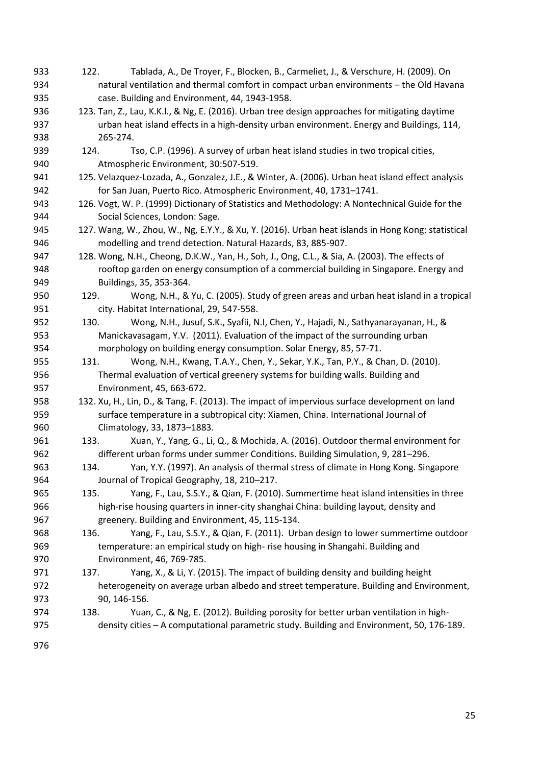122. Tablada, A., De Troyer, F., Blocken, B., Carmeliet, J., & Verschure, H. (2009). On natural ventilation and thermal comfort in compact urban environments – the Old Havana case. Building and Environment, 44, 1943-1958.
123. Tan, Z., Lau, K.K.l., & Ng, E. (2016). Urban tree design approaches for mitigating daytime urban heat island effects in a high-density urban environment. Energy and Buildings, 114, 265-274.
124. Tso, C.P. (1996). A survey of urban heat island studies in two tropical cities, Atmospheric Environment, 30:507-519.
125. Velazquez-Lozada, A., Gonzalez, J.E., & Winter, A. (2006). Urban heat island effect analysis for San Juan, Puerto Rico. Atmospheric Environment, 40, 1731–1741.
126. Vogt, W. P. (1999) Dictionary of Statistics and Methodology: A Nontechnical Guide for the Social Sciences, London: Sage.
127. Wang, W., Zhou, W., Ng, E.Y.Y., & Xu, Y. (2016). Urban heat islands in Hong Kong: statistical modelling and trend detection. Natural Hazards, 83, 885-907.
128. Wong, N.H., Cheong, D.K.W., Yan, H., Soh, J., Ong, C.L., & Sia, A. (2003). The effects of rooftop garden on energy consumption of a commercial building in Singapore. Energy and Buildings, 35, 353-364.
129. Wong, N.H., & Yu, C. (2005). Study of green areas and urban heat island in a tropical city. Habitat International, 29, 547-558.
130. Wong, N.H., Jusuf, S.K., Syafii, N.I, Chen, Y., Hajadi, N., Sathyanarayanan, H., & Manickavasagam, Y.V. (2011). Evaluation of the impact of the surrounding urban morphology on building energy consumption. Solar Energy, 85, 57-71.
131. Wong, N.H., Kwang, T.A.Y., Chen, Y., Sekar, Y.K., Tan, P.Y., & Chan, D. (2010). Thermal evaluation of vertical greenery systems for building walls. Building and Environment, 45, 663-672.
132. Xu, H., Lin, D., & Tang, F. (2013). The impact of impervious surface development on land surface temperature in a subtropical city: Xiamen, China. International Journal of Climatology, 33, 1873–1883.
133. Xuan, Y., Yang, G., Li, Q., & Mochida, A. (2016). Outdoor thermal environment for different urban forms under summer Conditions. Building Simulation, 9, 281–296.
134. Yan, Y.Y. (1997). An analysis of thermal stress of climate in Hong Kong. Singapore Journal of Tropical Geography, 18, 210–217.
135. Yang, F., Lau, S.S.Y., & Qian, F. (2010). Summertime heat island intensities in three high-rise housing quarters in inner-city shanghai China: building layout, density and greenery. Building and Environment, 45, 115-134.
136. Yang, F., Lau, S.S.Y., & Qian, F. (2011). Urban design to lower summertime outdoor temperature: an empirical study on high- rise housing in Shangahi. Building and Environment, 46, 769-785.
137. Yang, X., & Li, Y. (2015). The impact of building density and building height heterogeneity on average urban albedo and street temperature. Building and Environment, 90, 146-156.
138. Yuan, C., & Ng, E. (2012). Building porosity for better urban ventilation in high-density cities – A computational parametric study. Building and Environment, 50, 176-189.